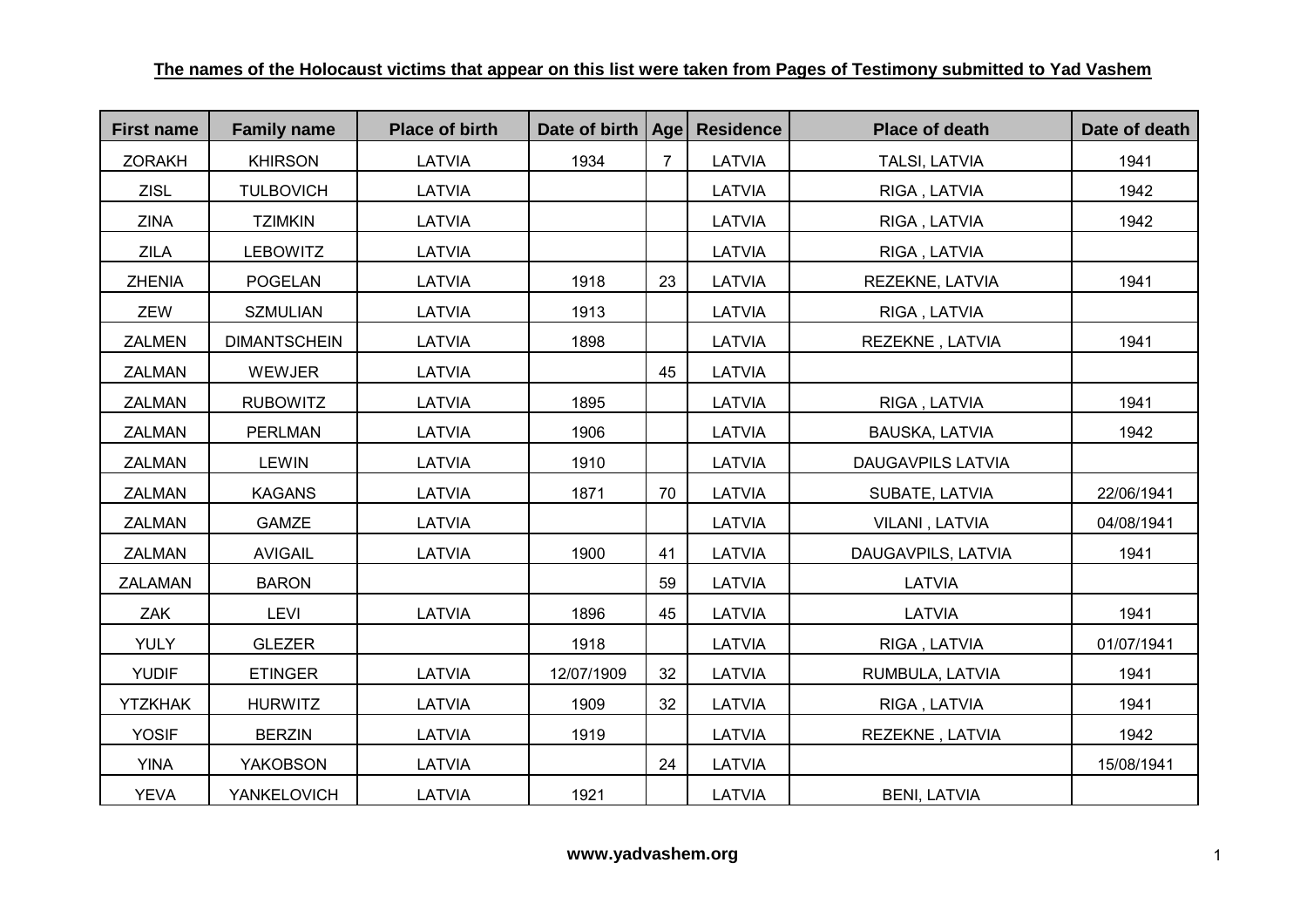**The names of the Holocaust victims that appear on this list were taken from Pages of Testimony submitted to Yad Vashem**

| First name | Family name | Place of birth | Date of birth | Age | Residence | Place of death | Date of death |
|---|---|---|---|---|---|---|---|
| ZORAKH | KHIRSON | LATVIA | 1934 | 7 | LATVIA | TALSI, LATVIA | 1941 |
| ZISL | TULBOVICH | LATVIA | | | LATVIA | RIGA , LATVIA | 1942 |
| ZINA | TZIMKIN | LATVIA | | | LATVIA | RIGA , LATVIA | 1942 |
| ZILA | LEBOWITZ | LATVIA | | | LATVIA | RIGA , LATVIA | |
| ZHENIA | POGELAN | LATVIA | 1918 | 23 | LATVIA | REZEKNE, LATVIA | 1941 |
| ZEW | SZMULIAN | LATVIA | 1913 | | LATVIA | RIGA , LATVIA | |
| ZALMEN | DIMANTSCHEIN | LATVIA | 1898 | | LATVIA | REZEKNE , LATVIA | 1941 |
| ZALMAN | WEWJER | LATVIA | | 45 | LATVIA | | |
| ZALMAN | RUBOWITZ | LATVIA | 1895 | | LATVIA | RIGA , LATVIA | 1941 |
| ZALMAN | PERLMAN | LATVIA | 1906 | | LATVIA | BAUSKA, LATVIA | 1942 |
| ZALMAN | LEWIN | LATVIA | 1910 | | LATVIA | DAUGAVPILS LATVIA | |
| ZALMAN | KAGANS | LATVIA | 1871 | 70 | LATVIA | SUBATE, LATVIA | 22/06/1941 |
| ZALMAN | GAMZE | LATVIA | | | LATVIA | VILANI , LATVIA | 04/08/1941 |
| ZALMAN | AVIGAIL | LATVIA | 1900 | 41 | LATVIA | DAUGAVPILS, LATVIA | 1941 |
| ZALAMAN | BARON | | | 59 | LATVIA | LATVIA | |
| ZAK | LEVI | LATVIA | 1896 | 45 | LATVIA | LATVIA | 1941 |
| YULY | GLEZER | | 1918 | | LATVIA | RIGA , LATVIA | 01/07/1941 |
| YUDIF | ETINGER | LATVIA | 12/07/1909 | 32 | LATVIA | RUMBULA, LATVIA | 1941 |
| YTZKHAK | HURWITZ | LATVIA | 1909 | 32 | LATVIA | RIGA , LATVIA | 1941 |
| YOSIF | BERZIN | LATVIA | 1919 | | LATVIA | REZEKNE , LATVIA | 1942 |
| YINA | YAKOBSON | LATVIA | | 24 | LATVIA | | 15/08/1941 |
| YEVA | YANKELOVICH | LATVIA | 1921 | | LATVIA | BENI, LATVIA | |

**www.yadvashem.org**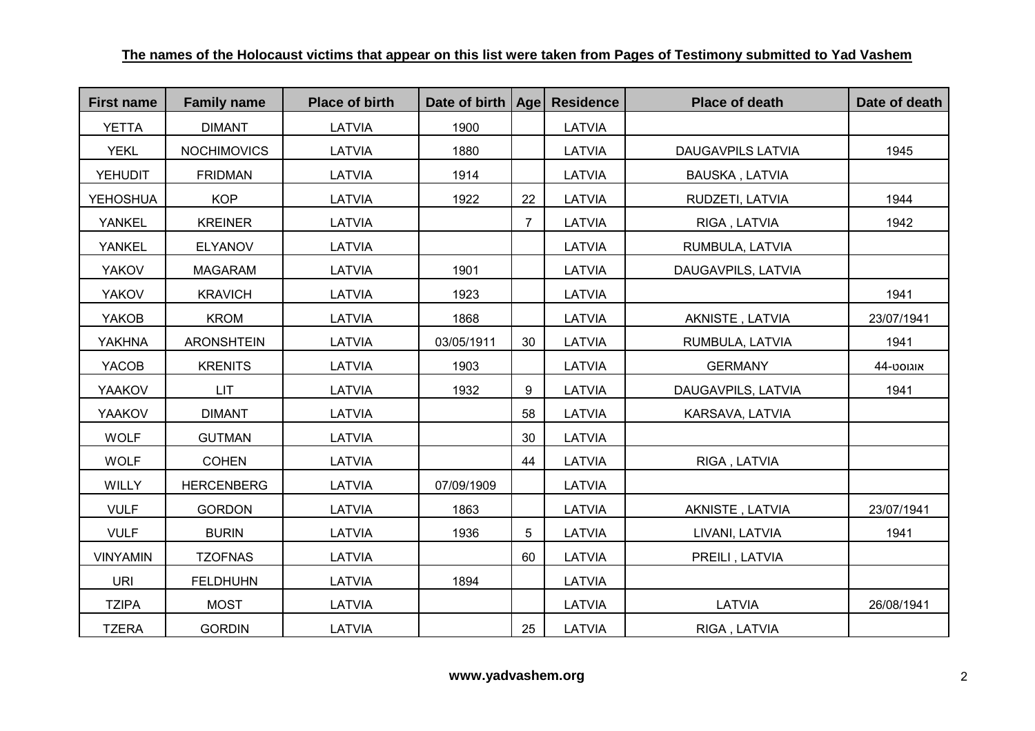**The names of the Holocaust victims that appear on this list were taken from Pages of Testimony submitted to Yad Vashem**

| First name | Family name | Place of birth | Date of birth | Age | Residence | Place of death | Date of death |
|---|---|---|---|---|---|---|---|
| YETTA | DIMANT | LATVIA | 1900 | | LATVIA | | |
| YEKL | NOCHIMOVICS | LATVIA | 1880 | | LATVIA | DAUGAVPILS LATVIA | 1945 |
| YEHUDIT | FRIDMAN | LATVIA | 1914 | | LATVIA | BAUSKA , LATVIA | |
| YEHOSHUA | KOP | LATVIA | 1922 | 22 | LATVIA | RUDZETI, LATVIA | 1944 |
| YANKEL | KREINER | LATVIA | | 7 | LATVIA | RIGA , LATVIA | 1942 |
| YANKEL | ELYANOV | LATVIA | | | LATVIA | RUMBULA, LATVIA | |
| YAKOV | MAGARAM | LATVIA | 1901 | | LATVIA | DAUGAVPILS, LATVIA | |
| YAKOV | KRAVICH | LATVIA | 1923 | | LATVIA | | 1941 |
| YAKOB | KROM | LATVIA | 1868 | | LATVIA | AKNISTE , LATVIA | 23/07/1941 |
| YAKHNA | ARONSHTEIN | LATVIA | 03/05/1911 | 30 | LATVIA | RUMBULA, LATVIA | 1941 |
| YACOB | KRENITS | LATVIA | 1903 | | LATVIA | GERMANY | אוגוסט-44 |
| YAAKOV | LIT | LATVIA | 1932 | 9 | LATVIA | DAUGAVPILS, LATVIA | 1941 |
| YAAKOV | DIMANT | LATVIA | | 58 | LATVIA | KARSAVA, LATVIA | |
| WOLF | GUTMAN | LATVIA | | 30 | LATVIA | | |
| WOLF | COHEN | LATVIA | | 44 | LATVIA | RIGA , LATVIA | |
| WILLY | HERCENBERG | LATVIA | 07/09/1909 | | LATVIA | | |
| VULF | GORDON | LATVIA | 1863 | | LATVIA | AKNISTE , LATVIA | 23/07/1941 |
| VULF | BURIN | LATVIA | 1936 | 5 | LATVIA | LIVANI, LATVIA | 1941 |
| VINYAMIN | TZOFNAS | LATVIA | | 60 | LATVIA | PREILI , LATVIA | |
| URI | FELDHUHN | LATVIA | 1894 | | LATVIA | | |
| TZIPA | MOST | LATVIA | | | LATVIA | LATVIA | 26/08/1941 |
| TZERA | GORDIN | LATVIA | | 25 | LATVIA | RIGA , LATVIA | |

**www.yadvashem.org**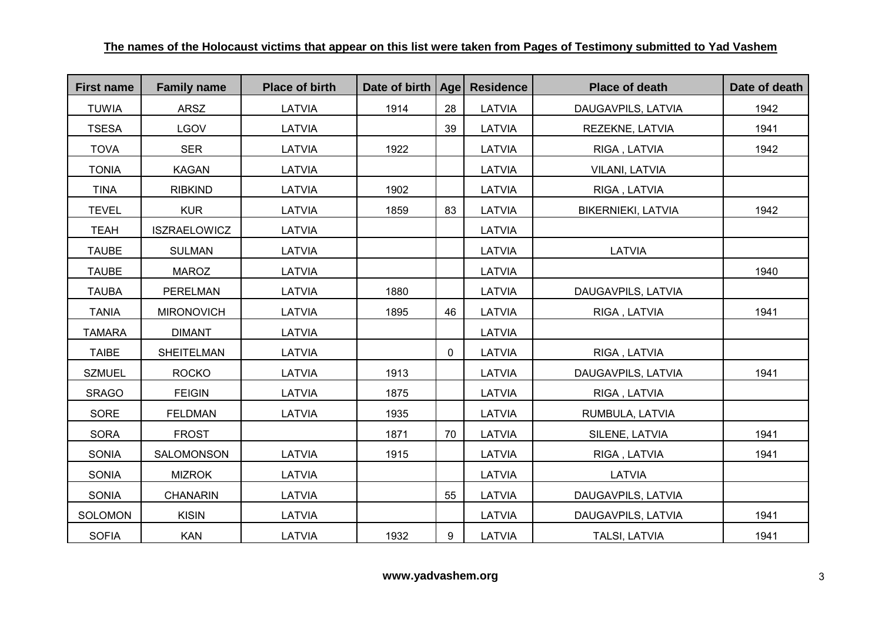**The names of the Holocaust victims that appear on this list were taken from Pages of Testimony submitted to Yad Vashem**

| First name | Family name | Place of birth | Date of birth | Age | Residence | Place of death | Date of death |
|---|---|---|---|---|---|---|---|
| TUWIA | ARSZ | LATVIA | 1914 | 28 | LATVIA | DAUGAVPILS, LATVIA | 1942 |
| TSESA | LGOV | LATVIA | | 39 | LATVIA | REZEKNE, LATVIA | 1941 |
| TOVA | SER | LATVIA | 1922 | | LATVIA | RIGA , LATVIA | 1942 |
| TONIA | KAGAN | LATVIA | | | LATVIA | VILANI, LATVIA | |
| TINA | RIBKIND | LATVIA | 1902 | | LATVIA | RIGA , LATVIA | |
| TEVEL | KUR | LATVIA | 1859 | 83 | LATVIA | BIKERNIEKI, LATVIA | 1942 |
| TEAH | ISZRAELOWICZ | LATVIA | | | LATVIA | | |
| TAUBE | SULMAN | LATVIA | | | LATVIA | LATVIA | |
| TAUBE | MAROZ | LATVIA | | | LATVIA | | 1940 |
| TAUBA | PERELMAN | LATVIA | 1880 | | LATVIA | DAUGAVPILS, LATVIA | |
| TANIA | MIRONOVICH | LATVIA | 1895 | 46 | LATVIA | RIGA , LATVIA | 1941 |
| TAMARA | DIMANT | LATVIA | | | LATVIA | | |
| TAIBE | SHEITELMAN | LATVIA | | 0 | LATVIA | RIGA , LATVIA | |
| SZMUEL | ROCKO | LATVIA | 1913 | | LATVIA | DAUGAVPILS, LATVIA | 1941 |
| SRAGO | FEIGIN | LATVIA | 1875 | | LATVIA | RIGA , LATVIA | |
| SORE | FELDMAN | LATVIA | 1935 | | LATVIA | RUMBULA, LATVIA | |
| SORA | FROST | | 1871 | 70 | LATVIA | SILENE, LATVIA | 1941 |
| SONIA | SALOMONSON | LATVIA | 1915 | | LATVIA | RIGA , LATVIA | 1941 |
| SONIA | MIZROK | LATVIA | | | LATVIA | LATVIA | |
| SONIA | CHANARIN | LATVIA | | 55 | LATVIA | DAUGAVPILS, LATVIA | |
| SOLOMON | KISIN | LATVIA | | | LATVIA | DAUGAVPILS, LATVIA | 1941 |
| SOFIA | KAN | LATVIA | 1932 | 9 | LATVIA | TALSI, LATVIA | 1941 |

**www.yadvashem.org**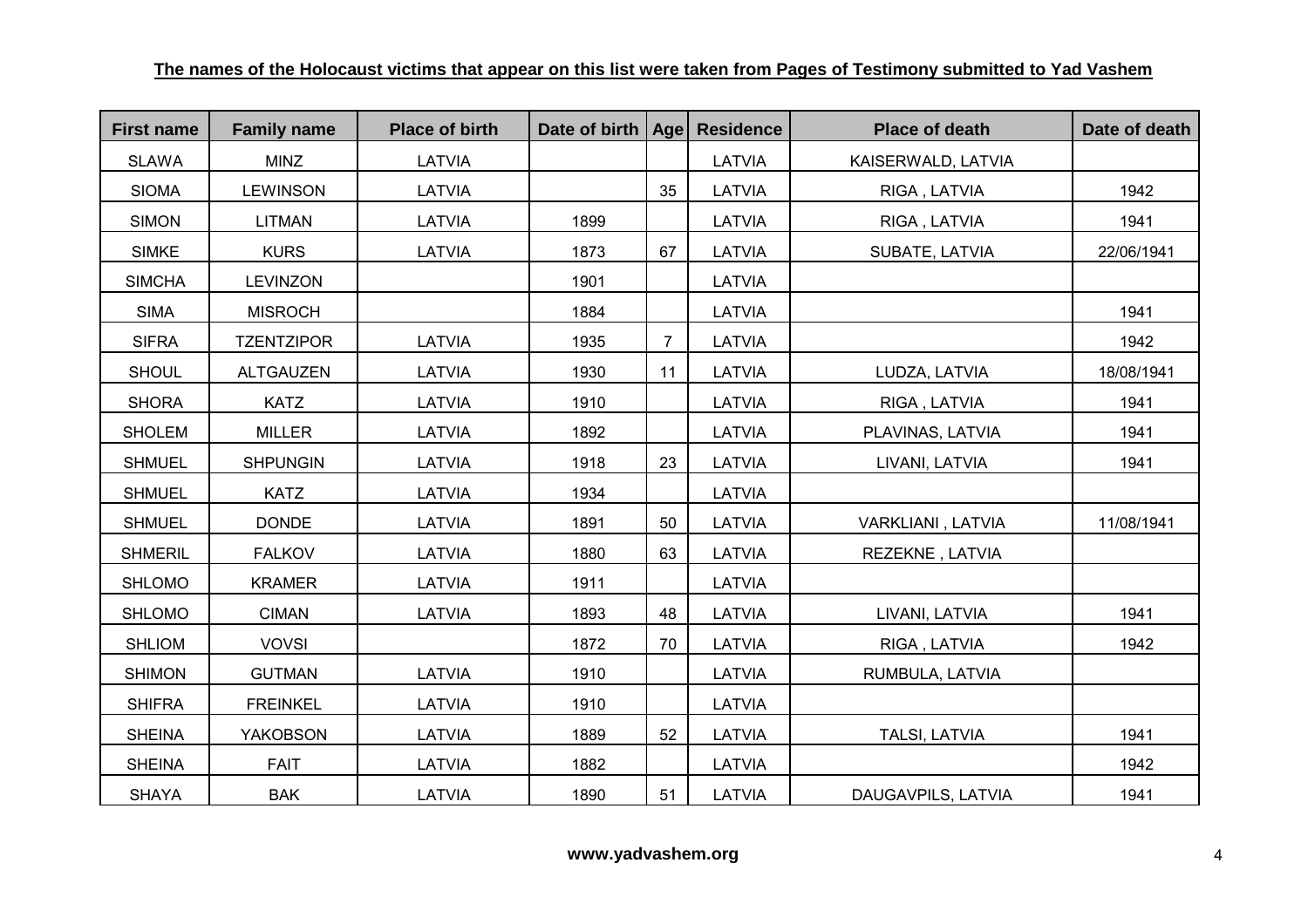**The names of the Holocaust victims that appear on this list were taken from Pages of Testimony submitted to Yad Vashem**

| First name | Family name | Place of birth | Date of birth | Age | Residence | Place of death | Date of death |
|---|---|---|---|---|---|---|---|
| SLAWA | MINZ | LATVIA | | | LATVIA | KAISERWALD, LATVIA | |
| SIOMA | LEWINSON | LATVIA | | 35 | LATVIA | RIGA , LATVIA | 1942 |
| SIMON | LITMAN | LATVIA | 1899 | | LATVIA | RIGA , LATVIA | 1941 |
| SIMKE | KURS | LATVIA | 1873 | 67 | LATVIA | SUBATE, LATVIA | 22/06/1941 |
| SIMCHA | LEVINZON | | 1901 | | LATVIA | | |
| SIMA | MISROCH | | 1884 | | LATVIA | | 1941 |
| SIFRA | TZENTZIPOR | LATVIA | 1935 | 7 | LATVIA | | 1942 |
| SHOUL | ALTGAUZEN | LATVIA | 1930 | 11 | LATVIA | LUDZA, LATVIA | 18/08/1941 |
| SHORA | KATZ | LATVIA | 1910 | | LATVIA | RIGA , LATVIA | 1941 |
| SHOLEM | MILLER | LATVIA | 1892 | | LATVIA | PLAVINAS, LATVIA | 1941 |
| SHMUEL | SHPUNGIN | LATVIA | 1918 | 23 | LATVIA | LIVANI, LATVIA | 1941 |
| SHMUEL | KATZ | LATVIA | 1934 | | LATVIA | | |
| SHMUEL | DONDE | LATVIA | 1891 | 50 | LATVIA | VARKLIANI , LATVIA | 11/08/1941 |
| SHMERIL | FALKOV | LATVIA | 1880 | 63 | LATVIA | REZEKNE , LATVIA | |
| SHLOMO | KRAMER | LATVIA | 1911 | | LATVIA | | |
| SHLOMO | CIMAN | LATVIA | 1893 | 48 | LATVIA | LIVANI, LATVIA | 1941 |
| SHLIOM | VOVSI | | 1872 | 70 | LATVIA | RIGA , LATVIA | 1942 |
| SHIMON | GUTMAN | LATVIA | 1910 | | LATVIA | RUMBULA, LATVIA | |
| SHIFRA | FREINKEL | LATVIA | 1910 | | LATVIA | | |
| SHEINA | YAKOBSON | LATVIA | 1889 | 52 | LATVIA | TALSI, LATVIA | 1941 |
| SHEINA | FAIT | LATVIA | 1882 | | LATVIA | | 1942 |
| SHAYA | BAK | LATVIA | 1890 | 51 | LATVIA | DAUGAVPILS, LATVIA | 1941 |

**www.yadvashem.org**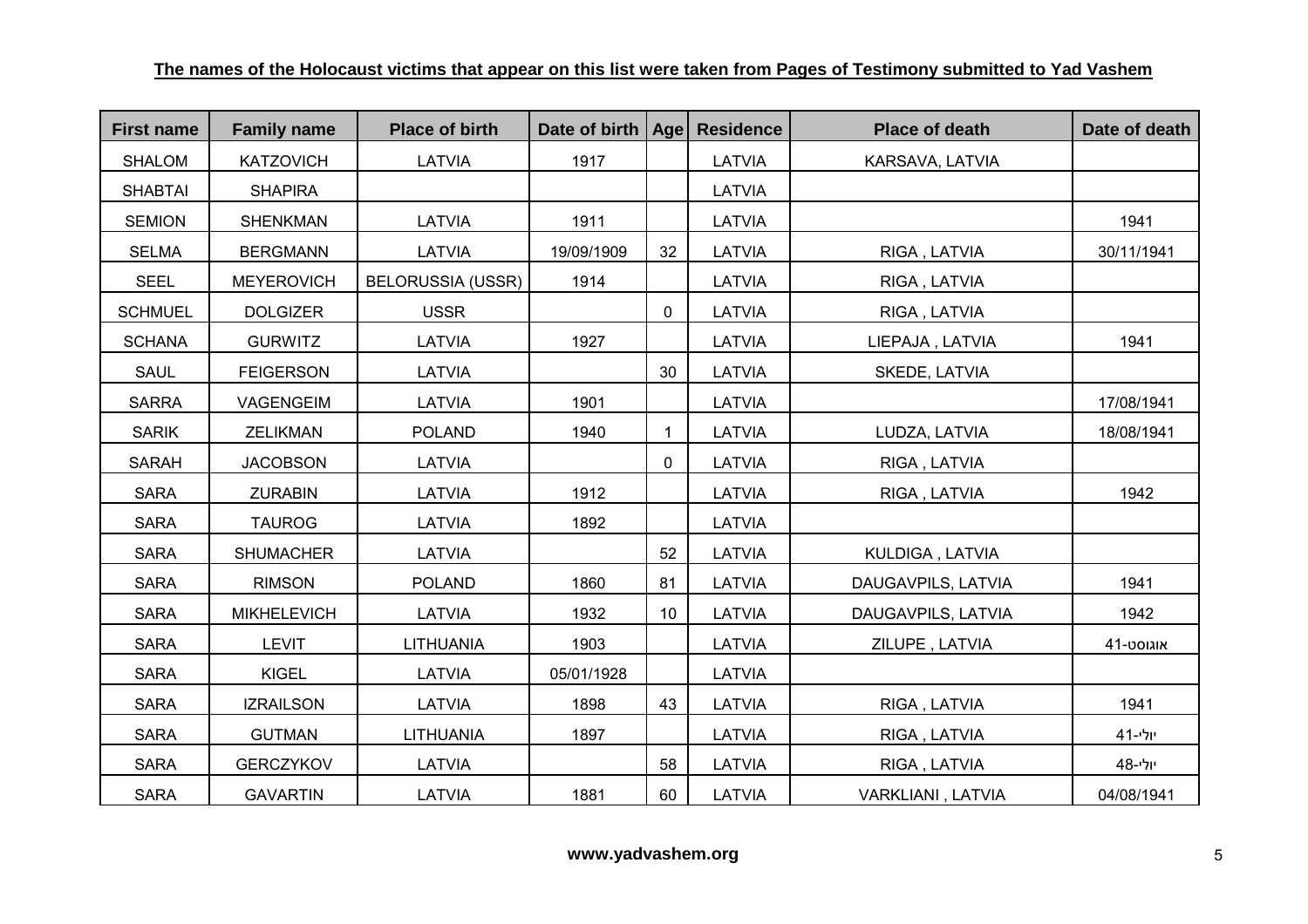**The names of the Holocaust victims that appear on this list were taken from Pages of Testimony submitted to Yad Vashem**

| First name | Family name | Place of birth | Date of birth | Age | Residence | Place of death | Date of death |
|---|---|---|---|---|---|---|---|
| SHALOM | KATZOVICH | LATVIA | 1917 | | LATVIA | KARSAVA, LATVIA | |
| SHABTAI | SHAPIRA | | | | LATVIA | | |
| SEMION | SHENKMAN | LATVIA | 1911 | | LATVIA | | 1941 |
| SELMA | BERGMANN | LATVIA | 19/09/1909 | 32 | LATVIA | RIGA , LATVIA | 30/11/1941 |
| SEEL | MEYEROVICH | BELORUSSIA (USSR) | 1914 | | LATVIA | RIGA , LATVIA | |
| SCHMUEL | DOLGIZER | USSR | | 0 | LATVIA | RIGA , LATVIA | |
| SCHANA | GURWITZ | LATVIA | 1927 | | LATVIA | LIEPAJA , LATVIA | 1941 |
| SAUL | FEIGERSON | LATVIA | | 30 | LATVIA | SKEDE, LATVIA | |
| SARRA | VAGENGEIM | LATVIA | 1901 | | LATVIA | | 17/08/1941 |
| SARIK | ZELIKMAN | POLAND | 1940 | 1 | LATVIA | LUDZA, LATVIA | 18/08/1941 |
| SARAH | JACOBSON | LATVIA | | 0 | LATVIA | RIGA , LATVIA | |
| SARA | ZURABIN | LATVIA | 1912 | | LATVIA | RIGA , LATVIA | 1942 |
| SARA | TAUROG | LATVIA | 1892 | | LATVIA | | |
| SARA | SHUMACHER | LATVIA | | 52 | LATVIA | KULDIGA , LATVIA | |
| SARA | RIMSON | POLAND | 1860 | 81 | LATVIA | DAUGAVPILS, LATVIA | 1941 |
| SARA | MIKHELEVICH | LATVIA | 1932 | 10 | LATVIA | DAUGAVPILS, LATVIA | 1942 |
| SARA | LEVIT | LITHUANIA | 1903 | | LATVIA | ZILUPE , LATVIA | אוגוסט-41 |
| SARA | KIGEL | LATVIA | 05/01/1928 | | LATVIA | | |
| SARA | IZRAILSON | LATVIA | 1898 | 43 | LATVIA | RIGA , LATVIA | 1941 |
| SARA | GUTMAN | LITHUANIA | 1897 | | LATVIA | RIGA , LATVIA | יולי-41 |
| SARA | GERCZYKOV | LATVIA | | 58 | LATVIA | RIGA , LATVIA | יולי-48 |
| SARA | GAVARTIN | LATVIA | 1881 | 60 | LATVIA | VARKLIANI , LATVIA | 04/08/1941 |

**www.yadvashem.org**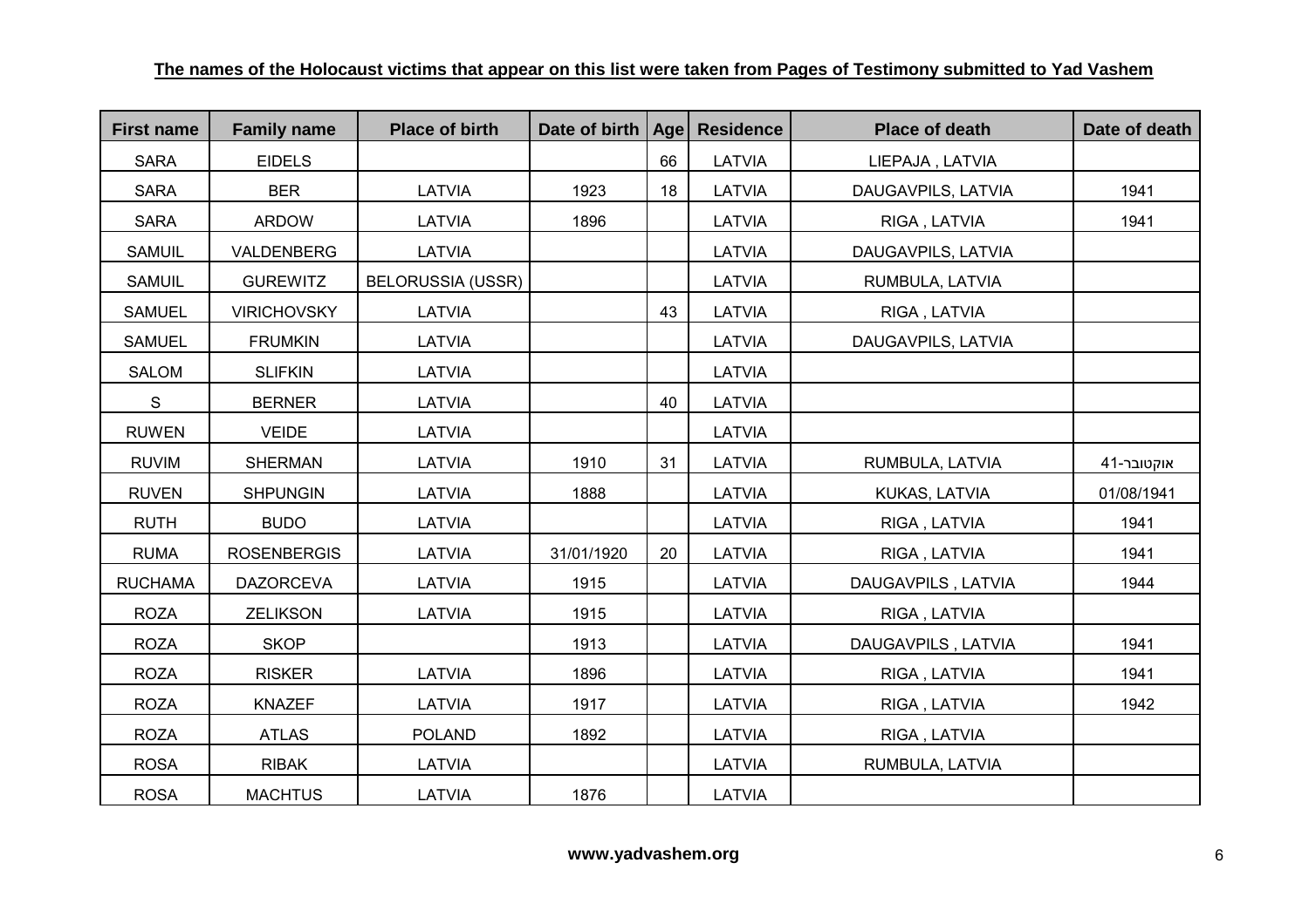**The names of the Holocaust victims that appear on this list were taken from Pages of Testimony submitted to Yad Vashem**

| First name | Family name | Place of birth | Date of birth | Age | Residence | Place of death | Date of death |
|---|---|---|---|---|---|---|---|
| SARA | EIDELS | | | 66 | LATVIA | LIEPAJA , LATVIA | |
| SARA | BER | LATVIA | 1923 | 18 | LATVIA | DAUGAVPILS, LATVIA | 1941 |
| SARA | ARDOW | LATVIA | 1896 | | LATVIA | RIGA , LATVIA | 1941 |
| SAMUIL | VALDENBERG | LATVIA | | | LATVIA | DAUGAVPILS, LATVIA | |
| SAMUIL | GUREWITZ | BELORUSSIA (USSR) | | | LATVIA | RUMBULA, LATVIA | |
| SAMUEL | VIRICHOVSKY | LATVIA | | 43 | LATVIA | RIGA , LATVIA | |
| SAMUEL | FRUMKIN | LATVIA | | | LATVIA | DAUGAVPILS, LATVIA | |
| SALOM | SLIFKIN | LATVIA | | | LATVIA | | |
| S | BERNER | LATVIA | | 40 | LATVIA | | |
| RUWEN | VEIDE | LATVIA | | | LATVIA | | |
| RUVIM | SHERMAN | LATVIA | 1910 | 31 | LATVIA | RUMBULA, LATVIA | אוקטובר-41 |
| RUVEN | SHPUNGIN | LATVIA | 1888 | | LATVIA | KUKAS, LATVIA | 01/08/1941 |
| RUTH | BUDO | LATVIA | | | LATVIA | RIGA , LATVIA | 1941 |
| RUMA | ROSENBERGIS | LATVIA | 31/01/1920 | 20 | LATVIA | RIGA , LATVIA | 1941 |
| RUCHAMA | DAZORCEVA | LATVIA | 1915 | | LATVIA | DAUGAVPILS , LATVIA | 1944 |
| ROZA | ZELIKSON | LATVIA | 1915 | | LATVIA | RIGA , LATVIA | |
| ROZA | SKOP | | 1913 | | LATVIA | DAUGAVPILS , LATVIA | 1941 |
| ROZA | RISKER | LATVIA | 1896 | | LATVIA | RIGA , LATVIA | 1941 |
| ROZA | KNAZEF | LATVIA | 1917 | | LATVIA | RIGA , LATVIA | 1942 |
| ROZA | ATLAS | POLAND | 1892 | | LATVIA | RIGA , LATVIA | |
| ROSA | RIBAK | LATVIA | | | LATVIA | RUMBULA, LATVIA | |
| ROSA | MACHTUS | LATVIA | 1876 | | LATVIA | | |

**www.yadvashem.org**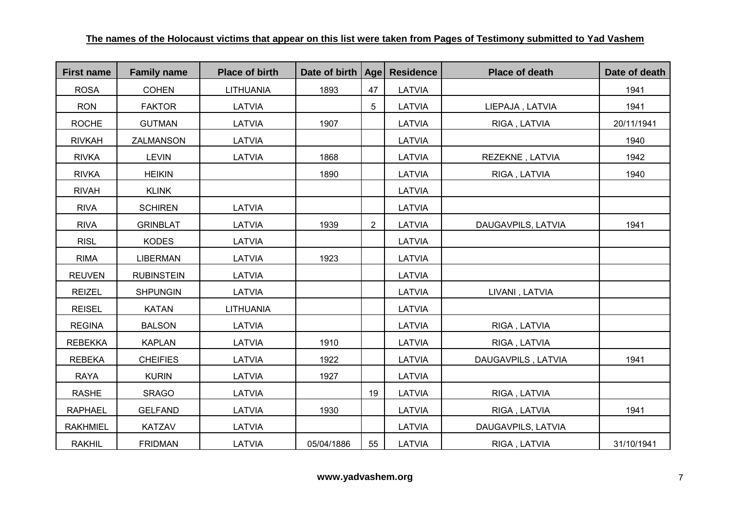**The names of the Holocaust victims that appear on this list were taken from Pages of Testimony submitted to Yad Vashem**

| First name | Family name | Place of birth | Date of birth | Age | Residence | Place of death | Date of death |
|---|---|---|---|---|---|---|---|
| ROSA | COHEN | LITHUANIA | 1893 | 47 | LATVIA | | 1941 |
| RON | FAKTOR | LATVIA | | 5 | LATVIA | LIEPAJA , LATVIA | 1941 |
| ROCHE | GUTMAN | LATVIA | 1907 | | LATVIA | RIGA , LATVIA | 20/11/1941 |
| RIVKAH | ZALMANSON | LATVIA | | | LATVIA | | 1940 |
| RIVKA | LEVIN | LATVIA | 1868 | | LATVIA | REZEKNE , LATVIA | 1942 |
| RIVKA | HEIKIN | | 1890 | | LATVIA | RIGA , LATVIA | 1940 |
| RIVAH | KLINK | | | | LATVIA | | |
| RIVA | SCHIREN | LATVIA | | | LATVIA | | |
| RIVA | GRINBLAT | LATVIA | 1939 | 2 | LATVIA | DAUGAVPILS, LATVIA | 1941 |
| RISL | KODES | LATVIA | | | LATVIA | | |
| RIMA | LIBERMAN | LATVIA | 1923 | | LATVIA | | |
| REUVEN | RUBINSTEIN | LATVIA | | | LATVIA | | |
| REIZEL | SHPUNGIN | LATVIA | | | LATVIA | LIVANI , LATVIA | |
| REISEL | KATAN | LITHUANIA | | | LATVIA | | |
| REGINA | BALSON | LATVIA | | | LATVIA | RIGA , LATVIA | |
| REBEKKA | KAPLAN | LATVIA | 1910 | | LATVIA | RIGA , LATVIA | |
| REBEKA | CHEIFIES | LATVIA | 1922 | | LATVIA | DAUGAVPILS , LATVIA | 1941 |
| RAYA | KURIN | LATVIA | 1927 | | LATVIA | | |
| RASHE | SRAGO | LATVIA | | 19 | LATVIA | RIGA , LATVIA | |
| RAPHAEL | GELFAND | LATVIA | 1930 | | LATVIA | RIGA , LATVIA | 1941 |
| RAKHMIEL | KATZAV | LATVIA | | | LATVIA | DAUGAVPILS, LATVIA | |
| RAKHIL | FRIDMAN | LATVIA | 05/04/1886 | 55 | LATVIA | RIGA , LATVIA | 31/10/1941 |

**www.yadvashem.org**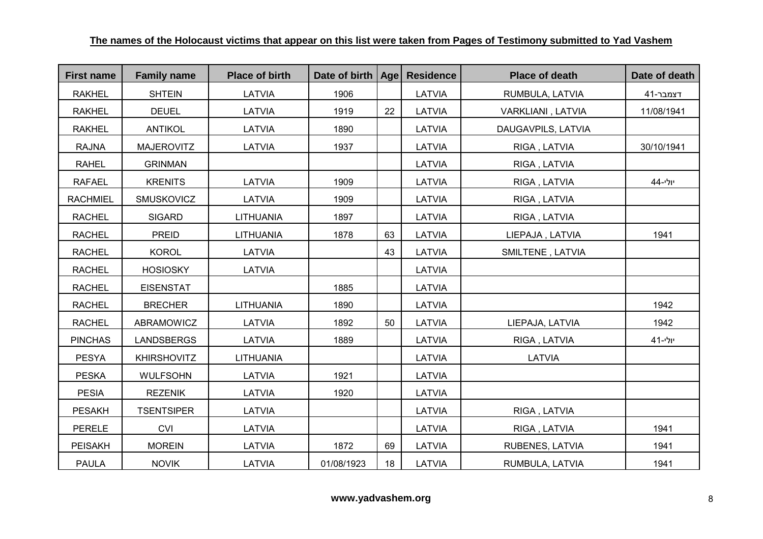**The names of the Holocaust victims that appear on this list were taken from Pages of Testimony submitted to Yad Vashem**

| First name | Family name | Place of birth | Date of birth | Age | Residence | Place of death | Date of death |
|---|---|---|---|---|---|---|---|
| RAKHEL | SHTEIN | LATVIA | 1906 | | LATVIA | RUMBULA, LATVIA | דצמבר-41 |
| RAKHEL | DEUEL | LATVIA | 1919 | 22 | LATVIA | VARKLIANI , LATVIA | 11/08/1941 |
| RAKHEL | ANTIKOL | LATVIA | 1890 | | LATVIA | DAUGAVPILS, LATVIA | |
| RAJNA | MAJEROVITZ | LATVIA | 1937 | | LATVIA | RIGA , LATVIA | 30/10/1941 |
| RAHEL | GRINMAN | | | | LATVIA | RIGA , LATVIA | |
| RAFAEL | KRENITS | LATVIA | 1909 | | LATVIA | RIGA , LATVIA | יולי-44 |
| RACHMIEL | SMUSKOVICZ | LATVIA | 1909 | | LATVIA | RIGA , LATVIA | |
| RACHEL | SIGARD | LITHUANIA | 1897 | | LATVIA | RIGA , LATVIA | |
| RACHEL | PREID | LITHUANIA | 1878 | 63 | LATVIA | LIEPAJA , LATVIA | 1941 |
| RACHEL | KOROL | LATVIA | | 43 | LATVIA | SMILTENE , LATVIA | |
| RACHEL | HOSIOSKY | LATVIA | | | LATVIA | | |
| RACHEL | EISENSTAT | | 1885 | | LATVIA | | |
| RACHEL | BRECHER | LITHUANIA | 1890 | | LATVIA | | 1942 |
| RACHEL | ABRAMOWICZ | LATVIA | 1892 | 50 | LATVIA | LIEPAJA, LATVIA | 1942 |
| PINCHAS | LANDSBERGS | LATVIA | 1889 | | LATVIA | RIGA , LATVIA | יולי-41 |
| PESYA | KHIRSHOVITZ | LITHUANIA | | | LATVIA | LATVIA | |
| PESKA | WULFSOHN | LATVIA | 1921 | | LATVIA | | |
| PESIA | REZENIK | LATVIA | 1920 | | LATVIA | | |
| PESAKH | TSENTSIPER | LATVIA | | | LATVIA | RIGA , LATVIA | |
| PERELE | CVI | LATVIA | | | LATVIA | RIGA , LATVIA | 1941 |
| PEISAKH | MOREIN | LATVIA | 1872 | 69 | LATVIA | RUBENES, LATVIA | 1941 |
| PAULA | NOVIK | LATVIA | 01/08/1923 | 18 | LATVIA | RUMBULA, LATVIA | 1941 |

**www.yadvashem.org**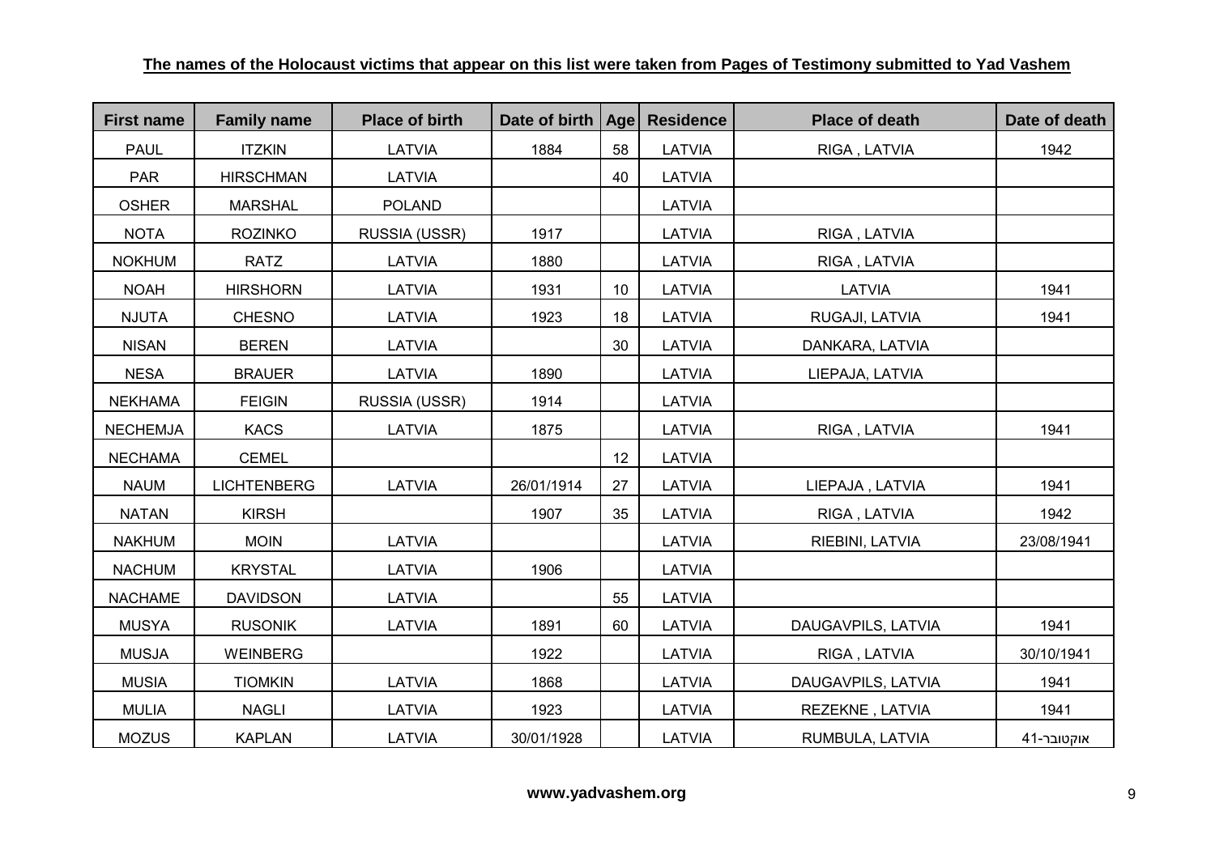**The names of the Holocaust victims that appear on this list were taken from Pages of Testimony submitted to Yad Vashem**

| First name | Family name | Place of birth | Date of birth | Age | Residence | Place of death | Date of death |
|---|---|---|---|---|---|---|---|
| PAUL | ITZKIN | LATVIA | 1884 | 58 | LATVIA | RIGA , LATVIA | 1942 |
| PAR | HIRSCHMAN | LATVIA | | 40 | LATVIA | | |
| OSHER | MARSHAL | POLAND | | | LATVIA | | |
| NOTA | ROZINKO | RUSSIA (USSR) | 1917 | | LATVIA | RIGA , LATVIA | |
| NOKHUM | RATZ | LATVIA | 1880 | | LATVIA | RIGA , LATVIA | |
| NOAH | HIRSHORN | LATVIA | 1931 | 10 | LATVIA | LATVIA | 1941 |
| NJUTA | CHESNO | LATVIA | 1923 | 18 | LATVIA | RUGAJI, LATVIA | 1941 |
| NISAN | BEREN | LATVIA | | 30 | LATVIA | DANKARA, LATVIA | |
| NESA | BRAUER | LATVIA | 1890 | | LATVIA | LIEPAJA, LATVIA | |
| NEKHAMA | FEIGIN | RUSSIA (USSR) | 1914 | | LATVIA | | |
| NECHEMJA | KACS | LATVIA | 1875 | | LATVIA | RIGA , LATVIA | 1941 |
| NECHAMA | CEMEL | | | 12 | LATVIA | | |
| NAUM | LICHTENBERG | LATVIA | 26/01/1914 | 27 | LATVIA | LIEPAJA , LATVIA | 1941 |
| NATAN | KIRSH | | 1907 | 35 | LATVIA | RIGA , LATVIA | 1942 |
| NAKHUM | MOIN | LATVIA | | | LATVIA | RIEBINI, LATVIA | 23/08/1941 |
| NACHUM | KRYSTAL | LATVIA | 1906 | | LATVIA | | |
| NACHAME | DAVIDSON | LATVIA | | 55 | LATVIA | | |
| MUSYA | RUSONIK | LATVIA | 1891 | 60 | LATVIA | DAUGAVPILS, LATVIA | 1941 |
| MUSJA | WEINBERG | | 1922 | | LATVIA | RIGA , LATVIA | 30/10/1941 |
| MUSIA | TIOMKIN | LATVIA | 1868 | | LATVIA | DAUGAVPILS, LATVIA | 1941 |
| MULIA | NAGLI | LATVIA | 1923 | | LATVIA | REZEKNE , LATVIA | 1941 |
| MOZUS | KAPLAN | LATVIA | 30/01/1928 | | LATVIA | RUMBULA, LATVIA | אוקטובר-41 |

**www.yadvashem.org**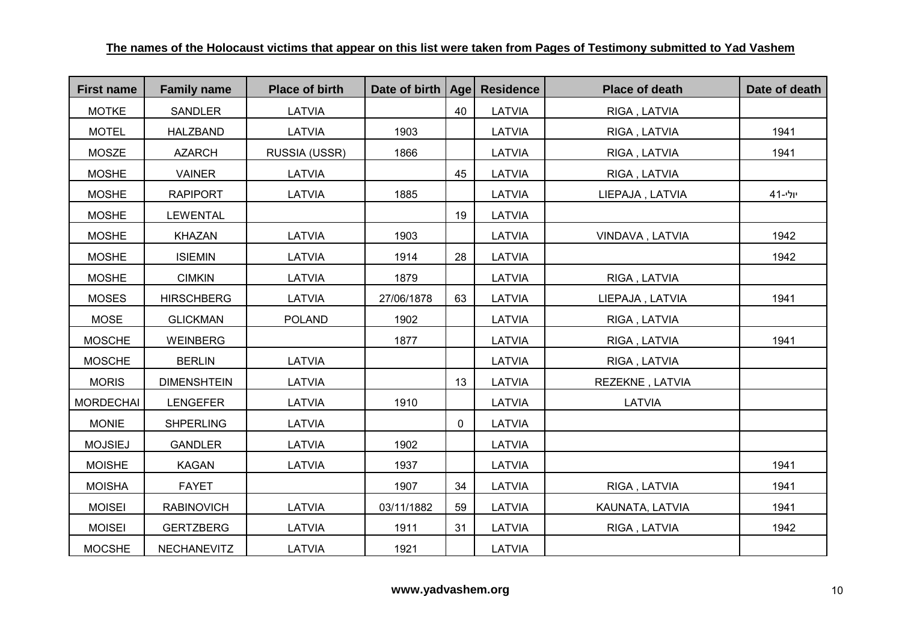**The names of the Holocaust victims that appear on this list were taken from Pages of Testimony submitted to Yad Vashem**

| First name | Family name | Place of birth | Date of birth | Age | Residence | Place of death | Date of death |
|---|---|---|---|---|---|---|---|
| MOTKE | SANDLER | LATVIA | | 40 | LATVIA | RIGA , LATVIA | |
| MOTEL | HALZBAND | LATVIA | 1903 | | LATVIA | RIGA , LATVIA | 1941 |
| MOSZE | AZARCH | RUSSIA (USSR) | 1866 | | LATVIA | RIGA , LATVIA | 1941 |
| MOSHE | VAINER | LATVIA | | 45 | LATVIA | RIGA , LATVIA | |
| MOSHE | RAPIPORT | LATVIA | 1885 | | LATVIA | LIEPAJA , LATVIA | יולי-41 |
| MOSHE | LEWENTAL | | | 19 | LATVIA | | |
| MOSHE | KHAZAN | LATVIA | 1903 | | LATVIA | VINDAVA , LATVIA | 1942 |
| MOSHE | ISIEMIN | LATVIA | 1914 | 28 | LATVIA | | 1942 |
| MOSHE | CIMKIN | LATVIA | 1879 | | LATVIA | RIGA , LATVIA | |
| MOSES | HIRSCHBERG | LATVIA | 27/06/1878 | 63 | LATVIA | LIEPAJA , LATVIA | 1941 |
| MOSE | GLICKMAN | POLAND | 1902 | | LATVIA | RIGA , LATVIA | |
| MOSCHE | WEINBERG | | 1877 | | LATVIA | RIGA , LATVIA | 1941 |
| MOSCHE | BERLIN | LATVIA | | | LATVIA | RIGA , LATVIA | |
| MORIS | DIMENSHTEIN | LATVIA | | 13 | LATVIA | REZEKNE , LATVIA | |
| MORDECHAI | LENGEFER | LATVIA | 1910 | | LATVIA | LATVIA | |
| MONIE | SHPERLING | LATVIA | | 0 | LATVIA | | |
| MOJSIEJ | GANDLER | LATVIA | 1902 | | LATVIA | | |
| MOISHE | KAGAN | LATVIA | 1937 | | LATVIA | | 1941 |
| MOISHA | FAYET | | 1907 | 34 | LATVIA | RIGA , LATVIA | 1941 |
| MOISEI | RABINOVICH | LATVIA | 03/11/1882 | 59 | LATVIA | KAUNATA, LATVIA | 1941 |
| MOISEI | GERTZBERG | LATVIA | 1911 | 31 | LATVIA | RIGA , LATVIA | 1942 |
| MOCSHE | NECHANEVITZ | LATVIA | 1921 | | LATVIA | | |

**www.yadvashem.org**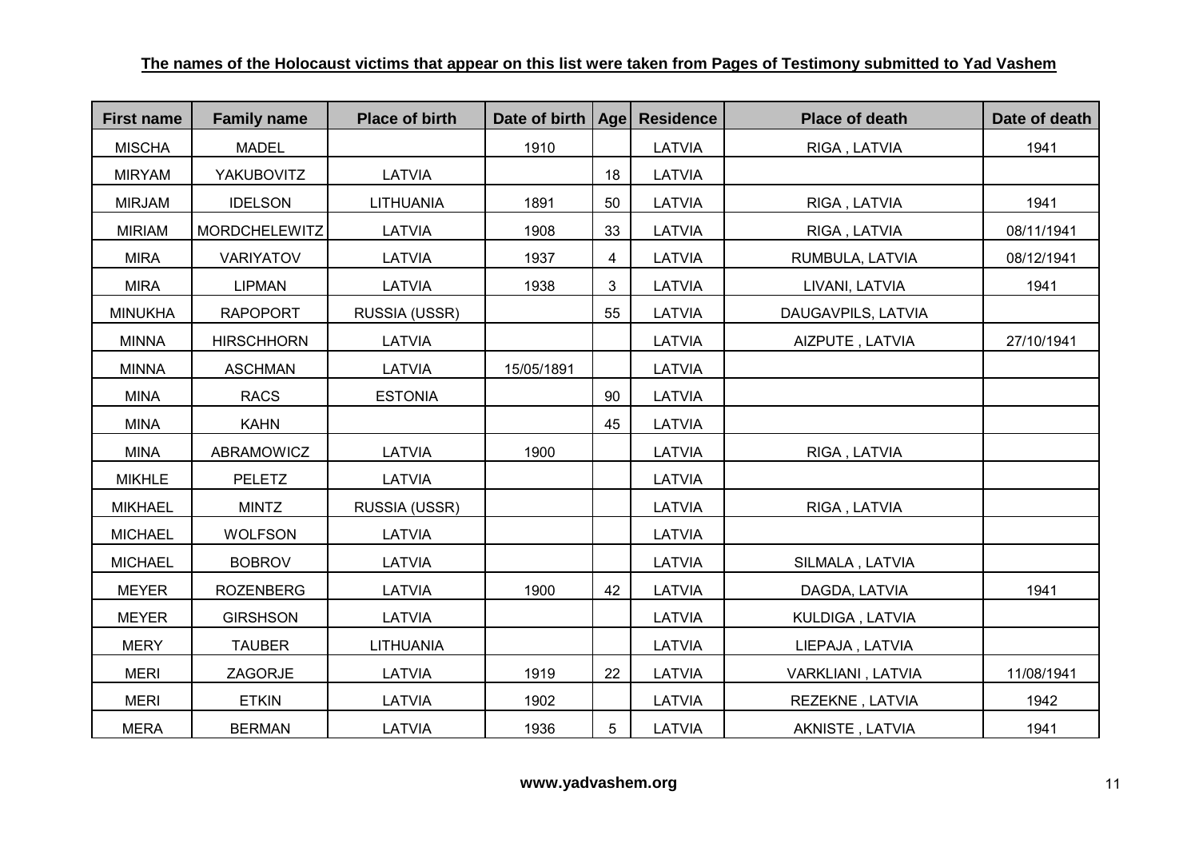**The names of the Holocaust victims that appear on this list were taken from Pages of Testimony submitted to Yad Vashem**

| First name | Family name | Place of birth | Date of birth | Age | Residence | Place of death | Date of death |
|---|---|---|---|---|---|---|---|
| MISCHA | MADEL | | 1910 | | LATVIA | RIGA , LATVIA | 1941 |
| MIRYAM | YAKUBOVITZ | LATVIA | | 18 | LATVIA | | |
| MIRJAM | IDELSON | LITHUANIA | 1891 | 50 | LATVIA | RIGA , LATVIA | 1941 |
| MIRIAM | MORDCHELEWITZ | LATVIA | 1908 | 33 | LATVIA | RIGA , LATVIA | 08/11/1941 |
| MIRA | VARIYATOV | LATVIA | 1937 | 4 | LATVIA | RUMBULA, LATVIA | 08/12/1941 |
| MIRA | LIPMAN | LATVIA | 1938 | 3 | LATVIA | LIVANI, LATVIA | 1941 |
| MINUKHA | RAPOPORT | RUSSIA (USSR) | | 55 | LATVIA | DAUGAVPILS, LATVIA | |
| MINNA | HIRSCHHORN | LATVIA | | | LATVIA | AIZPUTE , LATVIA | 27/10/1941 |
| MINNA | ASCHMAN | LATVIA | 15/05/1891 | | LATVIA | | |
| MINA | RACS | ESTONIA | | 90 | LATVIA | | |
| MINA | KAHN | | | 45 | LATVIA | | |
| MINA | ABRAMOWICZ | LATVIA | 1900 | | LATVIA | RIGA , LATVIA | |
| MIKHLE | PELETZ | LATVIA | | | LATVIA | | |
| MIKHAEL | MINTZ | RUSSIA (USSR) | | | LATVIA | RIGA , LATVIA | |
| MICHAEL | WOLFSON | LATVIA | | | LATVIA | | |
| MICHAEL | BOBROV | LATVIA | | | LATVIA | SILMALA , LATVIA | |
| MEYER | ROZENBERG | LATVIA | 1900 | 42 | LATVIA | DAGDA, LATVIA | 1941 |
| MEYER | GIRSHSON | LATVIA | | | LATVIA | KULDIGA , LATVIA | |
| MERY | TAUBER | LITHUANIA | | | LATVIA | LIEPAJA , LATVIA | |
| MERI | ZAGORJE | LATVIA | 1919 | 22 | LATVIA | VARKLIANI , LATVIA | 11/08/1941 |
| MERI | ETKIN | LATVIA | 1902 | | LATVIA | REZEKNE , LATVIA | 1942 |
| MERA | BERMAN | LATVIA | 1936 | 5 | LATVIA | AKNISTE , LATVIA | 1941 |

**www.yadvashem.org**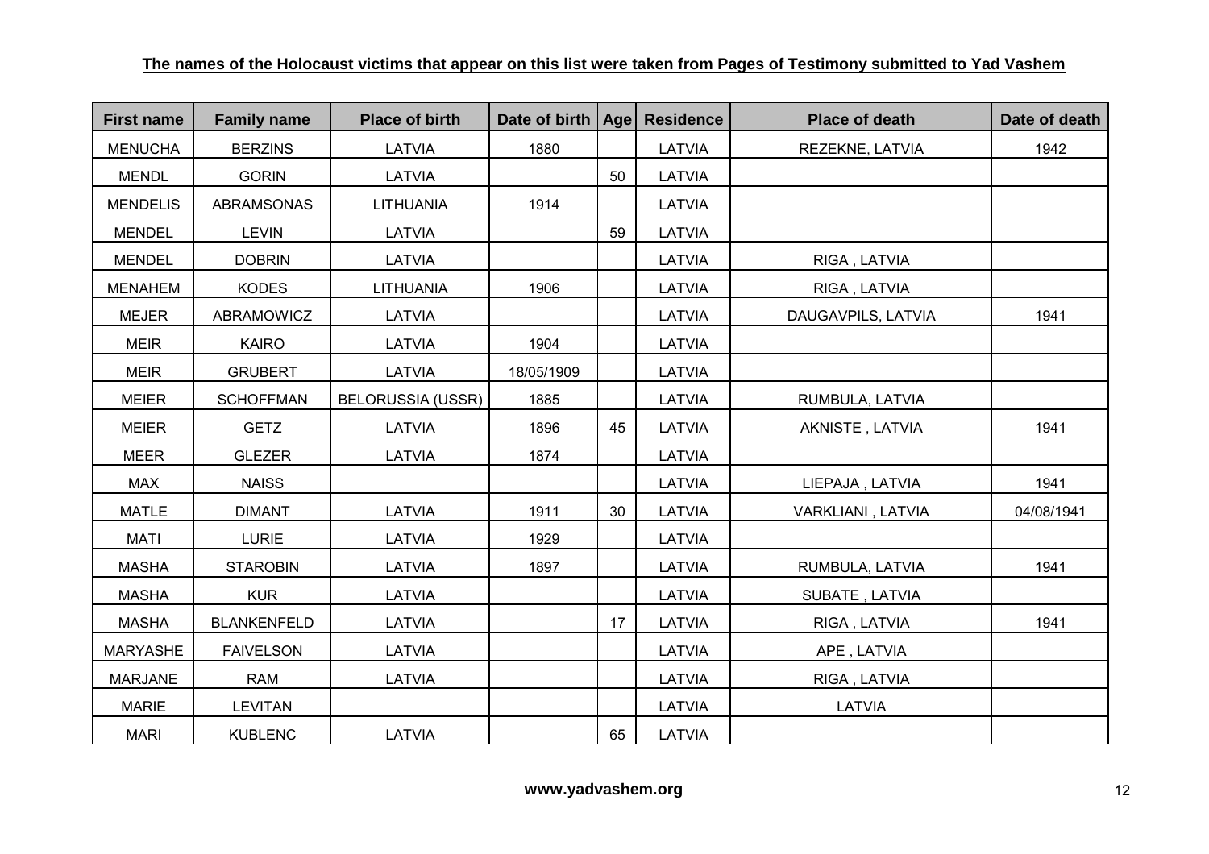**The names of the Holocaust victims that appear on this list were taken from Pages of Testimony submitted to Yad Vashem**

| First name | Family name | Place of birth | Date of birth | Age | Residence | Place of death | Date of death |
|---|---|---|---|---|---|---|---|
| MENUCHA | BERZINS | LATVIA | 1880 | | LATVIA | REZEKNE, LATVIA | 1942 |
| MENDL | GORIN | LATVIA | | 50 | LATVIA | | |
| MENDELIS | ABRAMSONAS | LITHUANIA | 1914 | | LATVIA | | |
| MENDEL | LEVIN | LATVIA | | 59 | LATVIA | | |
| MENDEL | DOBRIN | LATVIA | | | LATVIA | RIGA , LATVIA | |
| MENAHEM | KODES | LITHUANIA | 1906 | | LATVIA | RIGA , LATVIA | |
| MEJER | ABRAMOWICZ | LATVIA | | | LATVIA | DAUGAVPILS, LATVIA | 1941 |
| MEIR | KAIRO | LATVIA | 1904 | | LATVIA | | |
| MEIR | GRUBERT | LATVIA | 18/05/1909 | | LATVIA | | |
| MEIER | SCHOFFMAN | BELORUSSIA (USSR) | 1885 | | LATVIA | RUMBULA, LATVIA | |
| MEIER | GETZ | LATVIA | 1896 | 45 | LATVIA | AKNISTE , LATVIA | 1941 |
| MEER | GLEZER | LATVIA | 1874 | | LATVIA | | |
| MAX | NAISS | | | | LATVIA | LIEPAJA , LATVIA | 1941 |
| MATLE | DIMANT | LATVIA | 1911 | 30 | LATVIA | VARKLIANI , LATVIA | 04/08/1941 |
| MATI | LURIE | LATVIA | 1929 | | LATVIA | | |
| MASHA | STAROBIN | LATVIA | 1897 | | LATVIA | RUMBULA, LATVIA | 1941 |
| MASHA | KUR | LATVIA | | | LATVIA | SUBATE , LATVIA | |
| MASHA | BLANKENFELD | LATVIA | | 17 | LATVIA | RIGA , LATVIA | 1941 |
| MARYASHE | FAIVELSON | LATVIA | | | LATVIA | APE , LATVIA | |
| MARJANE | RAM | LATVIA | | | LATVIA | RIGA , LATVIA | |
| MARIE | LEVITAN | | | | LATVIA | LATVIA | |
| MARI | KUBLENC | LATVIA | | 65 | LATVIA | | |

**www.yadvashem.org**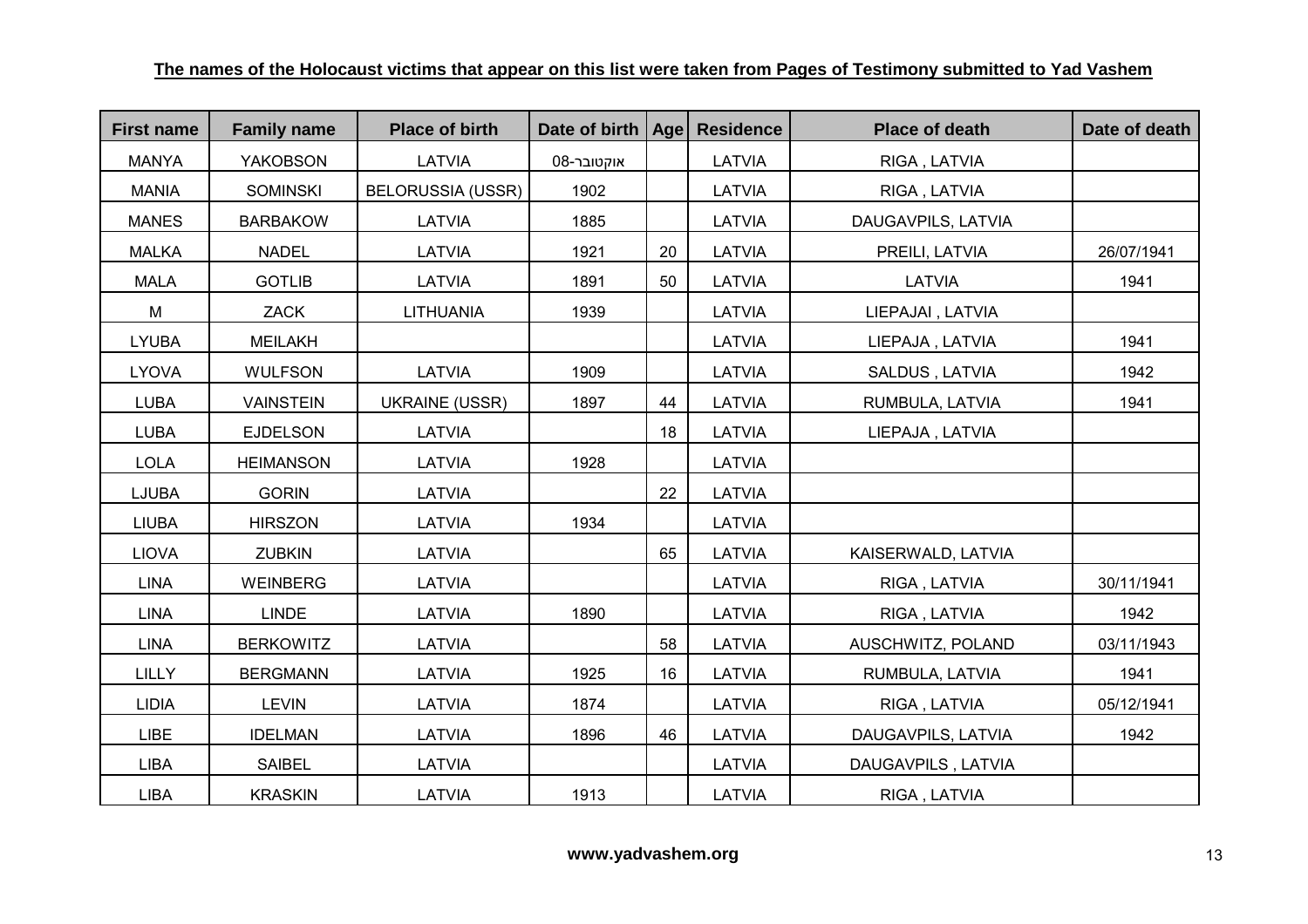**The names of the Holocaust victims that appear on this list were taken from Pages of Testimony submitted to Yad Vashem**

| First name | Family name | Place of birth | Date of birth | Age | Residence | Place of death | Date of death |
|---|---|---|---|---|---|---|---|
| MANYA | YAKOBSON | LATVIA | אוקטובר-08 | | LATVIA | RIGA , LATVIA | |
| MANIA | SOMINSKI | BELORUSSIA (USSR) | 1902 | | LATVIA | RIGA , LATVIA | |
| MANES | BARBAKOW | LATVIA | 1885 | | LATVIA | DAUGAVPILS, LATVIA | |
| MALKA | NADEL | LATVIA | 1921 | 20 | LATVIA | PREILI, LATVIA | 26/07/1941 |
| MALA | GOTLIB | LATVIA | 1891 | 50 | LATVIA | LATVIA | 1941 |
| M | ZACK | LITHUANIA | 1939 | | LATVIA | LIEPAJAI , LATVIA | |
| LYUBA | MEILAKH | | | | LATVIA | LIEPAJA , LATVIA | 1941 |
| LYOVA | WULFSON | LATVIA | 1909 | | LATVIA | SALDUS , LATVIA | 1942 |
| LUBA | VAINSTEIN | UKRAINE (USSR) | 1897 | 44 | LATVIA | RUMBULA, LATVIA | 1941 |
| LUBA | EJDELSON | LATVIA | | 18 | LATVIA | LIEPAJA , LATVIA | |
| LOLA | HEIMANSON | LATVIA | 1928 | | LATVIA | | |
| LJUBA | GORIN | LATVIA | | 22 | LATVIA | | |
| LIUBA | HIRSZON | LATVIA | 1934 | | LATVIA | | |
| LIOVA | ZUBKIN | LATVIA | | 65 | LATVIA | KAISERWALD, LATVIA | |
| LINA | WEINBERG | LATVIA | | | LATVIA | RIGA , LATVIA | 30/11/1941 |
| LINA | LINDE | LATVIA | 1890 | | LATVIA | RIGA , LATVIA | 1942 |
| LINA | BERKOWITZ | LATVIA | | 58 | LATVIA | AUSCHWITZ, POLAND | 03/11/1943 |
| LILLY | BERGMANN | LATVIA | 1925 | 16 | LATVIA | RUMBULA, LATVIA | 1941 |
| LIDIA | LEVIN | LATVIA | 1874 | | LATVIA | RIGA , LATVIA | 05/12/1941 |
| LIBE | IDELMAN | LATVIA | 1896 | 46 | LATVIA | DAUGAVPILS, LATVIA | 1942 |
| LIBA | SAIBEL | LATVIA | | | LATVIA | DAUGAVPILS , LATVIA | |
| LIBA | KRASKIN | LATVIA | 1913 | | LATVIA | RIGA , LATVIA | |

**www.yadvashem.org**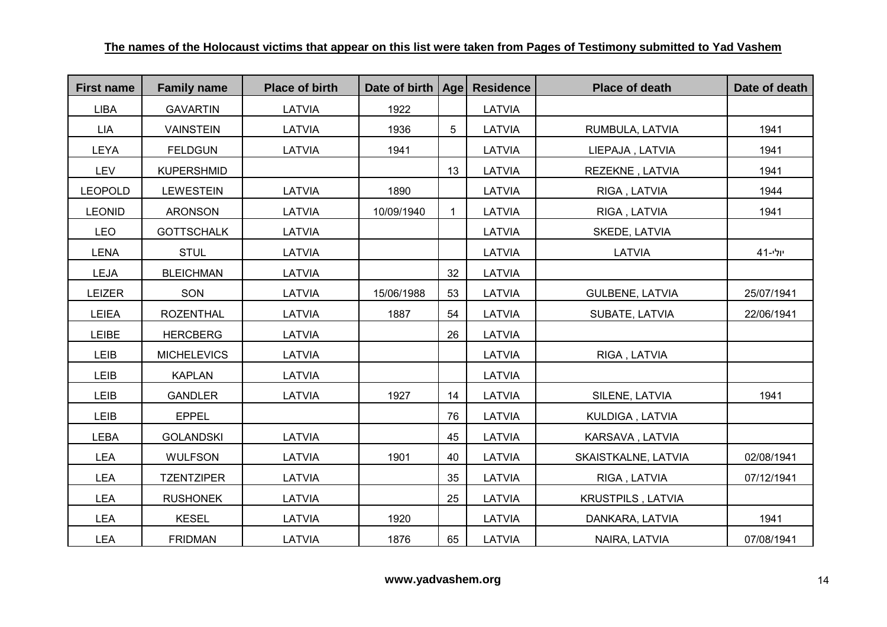**The names of the Holocaust victims that appear on this list were taken from Pages of Testimony submitted to Yad Vashem**

| First name | Family name | Place of birth | Date of birth | Age | Residence | Place of death | Date of death |
|---|---|---|---|---|---|---|---|
| LIBA | GAVARTIN | LATVIA | 1922 | | LATVIA | | |
| LIA | VAINSTEIN | LATVIA | 1936 | 5 | LATVIA | RUMBULA, LATVIA | 1941 |
| LEYA | FELDGUN | LATVIA | 1941 | | LATVIA | LIEPAJA , LATVIA | 1941 |
| LEV | KUPERSHMID | | | 13 | LATVIA | REZEKNE , LATVIA | 1941 |
| LEOPOLD | LEWESTEIN | LATVIA | 1890 | | LATVIA | RIGA , LATVIA | 1944 |
| LEONID | ARONSON | LATVIA | 10/09/1940 | 1 | LATVIA | RIGA , LATVIA | 1941 |
| LEO | GOTTSCHALK | LATVIA | | | LATVIA | SKEDE, LATVIA | |
| LENA | STUL | LATVIA | | | LATVIA | LATVIA | יולי-41 |
| LEJA | BLEICHMAN | LATVIA | | 32 | LATVIA | | |
| LEIZER | SON | LATVIA | 15/06/1988 | 53 | LATVIA | GULBENE, LATVIA | 25/07/1941 |
| LEIEA | ROZENTHAL | LATVIA | 1887 | 54 | LATVIA | SUBATE, LATVIA | 22/06/1941 |
| LEIBE | HERCBERG | LATVIA | | 26 | LATVIA | | |
| LEIB | MICHELEVICS | LATVIA | | | LATVIA | RIGA , LATVIA | |
| LEIB | KAPLAN | LATVIA | | | LATVIA | | |
| LEIB | GANDLER | LATVIA | 1927 | 14 | LATVIA | SILENE, LATVIA | 1941 |
| LEIB | EPPEL | | | 76 | LATVIA | KULDIGA , LATVIA | |
| LEBA | GOLANDSKI | LATVIA | | 45 | LATVIA | KARSAVA , LATVIA | |
| LEA | WULFSON | LATVIA | 1901 | 40 | LATVIA | SKAISTKALNE, LATVIA | 02/08/1941 |
| LEA | TZENTZIPER | LATVIA | | 35 | LATVIA | RIGA , LATVIA | 07/12/1941 |
| LEA | RUSHONEK | LATVIA | | 25 | LATVIA | KRUSTPILS , LATVIA | |
| LEA | KESEL | LATVIA | 1920 | | LATVIA | DANKARA, LATVIA | 1941 |
| LEA | FRIDMAN | LATVIA | 1876 | 65 | LATVIA | NAIRA, LATVIA | 07/08/1941 |

**www.yadvashem.org**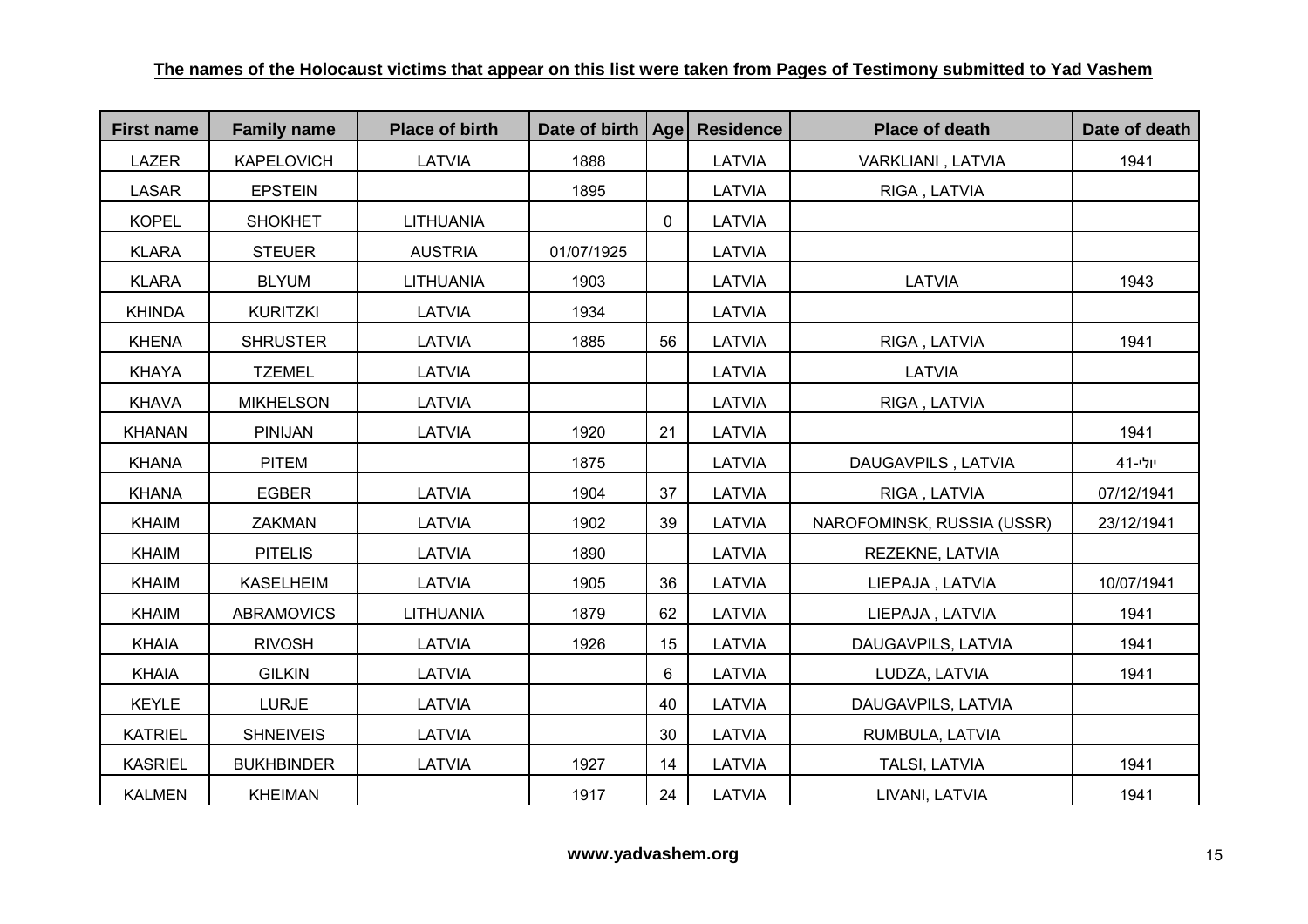**The names of the Holocaust victims that appear on this list were taken from Pages of Testimony submitted to Yad Vashem**

| First name | Family name | Place of birth | Date of birth | Age | Residence | Place of death | Date of death |
|---|---|---|---|---|---|---|---|
| LAZER | KAPELOVICH | LATVIA | 1888 | | LATVIA | VARKLIANI , LATVIA | 1941 |
| LASAR | EPSTEIN | | 1895 | | LATVIA | RIGA , LATVIA | |
| KOPEL | SHOKHET | LITHUANIA | | 0 | LATVIA | | |
| KLARA | STEUER | AUSTRIA | 01/07/1925 | | LATVIA | | |
| KLARA | BLYUM | LITHUANIA | 1903 | | LATVIA | LATVIA | 1943 |
| KHINDA | KURITZKI | LATVIA | 1934 | | LATVIA | | |
| KHENA | SHRUSTER | LATVIA | 1885 | 56 | LATVIA | RIGA , LATVIA | 1941 |
| KHAYA | TZEMEL | LATVIA | | | LATVIA | LATVIA | |
| KHAVA | MIKHELSON | LATVIA | | | LATVIA | RIGA , LATVIA | |
| KHANAN | PINIJAN | LATVIA | 1920 | 21 | LATVIA | | 1941 |
| KHANA | PITEM | | 1875 | | LATVIA | DAUGAVPILS , LATVIA | יולי-41 |
| KHANA | EGBER | LATVIA | 1904 | 37 | LATVIA | RIGA , LATVIA | 07/12/1941 |
| KHAIM | ZAKMAN | LATVIA | 1902 | 39 | LATVIA | NAROFOMINSK, RUSSIA (USSR) | 23/12/1941 |
| KHAIM | PITELIS | LATVIA | 1890 | | LATVIA | REZEKNE, LATVIA | |
| KHAIM | KASELHEIM | LATVIA | 1905 | 36 | LATVIA | LIEPAJA , LATVIA | 10/07/1941 |
| KHAIM | ABRAMOVICS | LITHUANIA | 1879 | 62 | LATVIA | LIEPAJA , LATVIA | 1941 |
| KHAIA | RIVOSH | LATVIA | 1926 | 15 | LATVIA | DAUGAVPILS, LATVIA | 1941 |
| KHAIA | GILKIN | LATVIA | | 6 | LATVIA | LUDZA, LATVIA | 1941 |
| KEYLE | LURJE | LATVIA | | 40 | LATVIA | DAUGAVPILS, LATVIA | |
| KATRIEL | SHNEIVEIS | LATVIA | | 30 | LATVIA | RUMBULA, LATVIA | |
| KASRIEL | BUKHBINDER | LATVIA | 1927 | 14 | LATVIA | TALSI, LATVIA | 1941 |
| KALMEN | KHEIMAN | | 1917 | 24 | LATVIA | LIVANI, LATVIA | 1941 |

**www.yadvashem.org**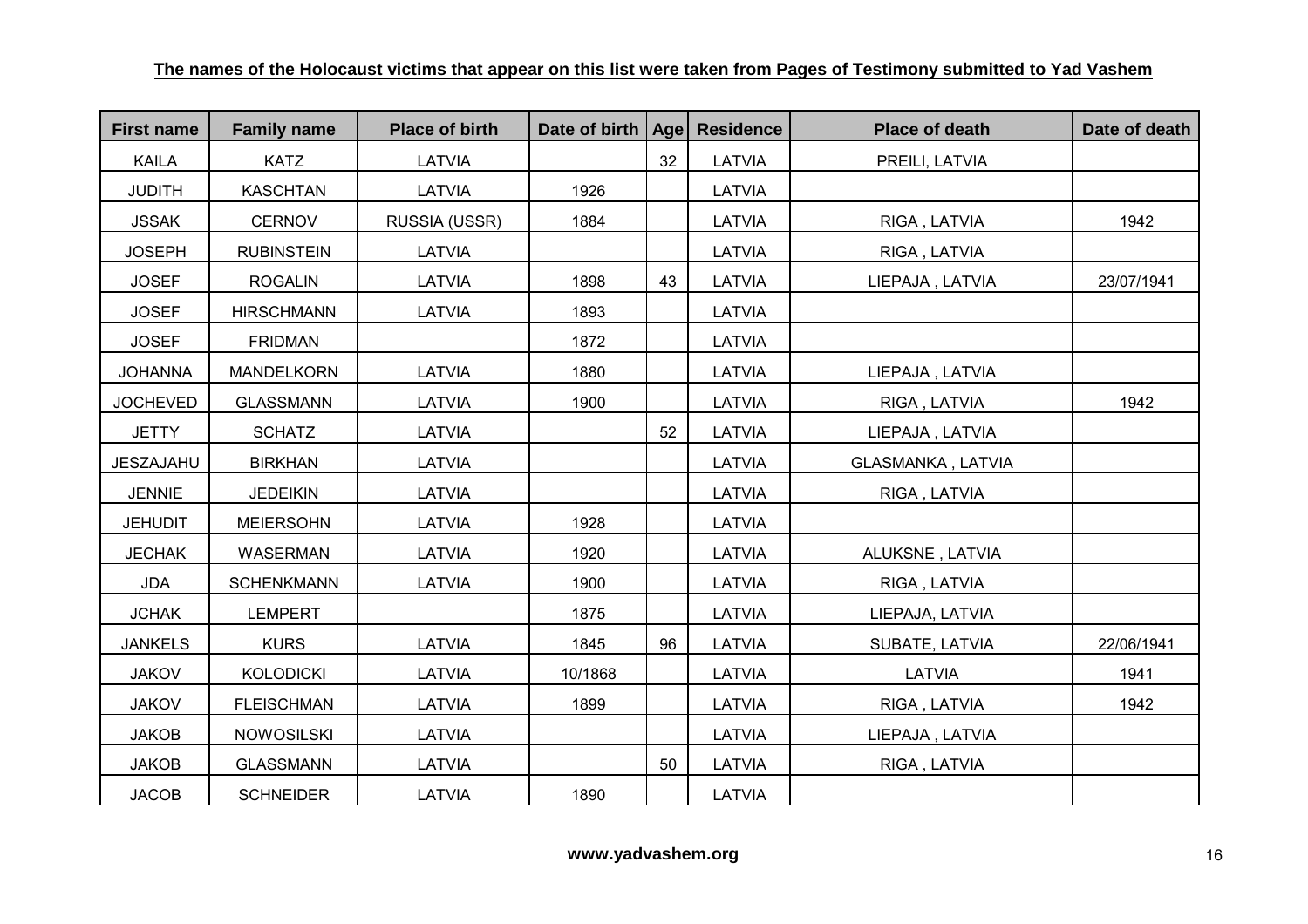**The names of the Holocaust victims that appear on this list were taken from Pages of Testimony submitted to Yad Vashem**

| First name | Family name | Place of birth | Date of birth | Age | Residence | Place of death | Date of death |
|---|---|---|---|---|---|---|---|
| KAILA | KATZ | LATVIA | | 32 | LATVIA | PREILI, LATVIA | |
| JUDITH | KASCHTAN | LATVIA | 1926 | | LATVIA | | |
| JSSAK | CERNOV | RUSSIA (USSR) | 1884 | | LATVIA | RIGA , LATVIA | 1942 |
| JOSEPH | RUBINSTEIN | LATVIA | | | LATVIA | RIGA , LATVIA | |
| JOSEF | ROGALIN | LATVIA | 1898 | 43 | LATVIA | LIEPAJA , LATVIA | 23/07/1941 |
| JOSEF | HIRSCHMANN | LATVIA | 1893 | | LATVIA | | |
| JOSEF | FRIDMAN | | 1872 | | LATVIA | | |
| JOHANNA | MANDELKORN | LATVIA | 1880 | | LATVIA | LIEPAJA , LATVIA | |
| JOCHEVED | GLASSMANN | LATVIA | 1900 | | LATVIA | RIGA , LATVIA | 1942 |
| JETTY | SCHATZ | LATVIA | | 52 | LATVIA | LIEPAJA , LATVIA | |
| JESZAJAHU | BIRKHAN | LATVIA | | | LATVIA | GLASMANKA , LATVIA | |
| JENNIE | JEDEIKIN | LATVIA | | | LATVIA | RIGA , LATVIA | |
| JEHUDIT | MEIERSOHN | LATVIA | 1928 | | LATVIA | | |
| JECHAK | WASERMAN | LATVIA | 1920 | | LATVIA | ALUKSNE , LATVIA | |
| JDA | SCHENKMANN | LATVIA | 1900 | | LATVIA | RIGA , LATVIA | |
| JCHAK | LEMPERT | | 1875 | | LATVIA | LIEPAJA, LATVIA | |
| JANKELS | KURS | LATVIA | 1845 | 96 | LATVIA | SUBATE, LATVIA | 22/06/1941 |
| JAKOV | KOLODICKI | LATVIA | 10/1868 | | LATVIA | LATVIA | 1941 |
| JAKOV | FLEISCHMAN | LATVIA | 1899 | | LATVIA | RIGA , LATVIA | 1942 |
| JAKOB | NOWOSILSKI | LATVIA | | | LATVIA | LIEPAJA , LATVIA | |
| JAKOB | GLASSMANN | LATVIA | | 50 | LATVIA | RIGA , LATVIA | |
| JACOB | SCHNEIDER | LATVIA | 1890 | | LATVIA | | |

**www.yadvashem.org**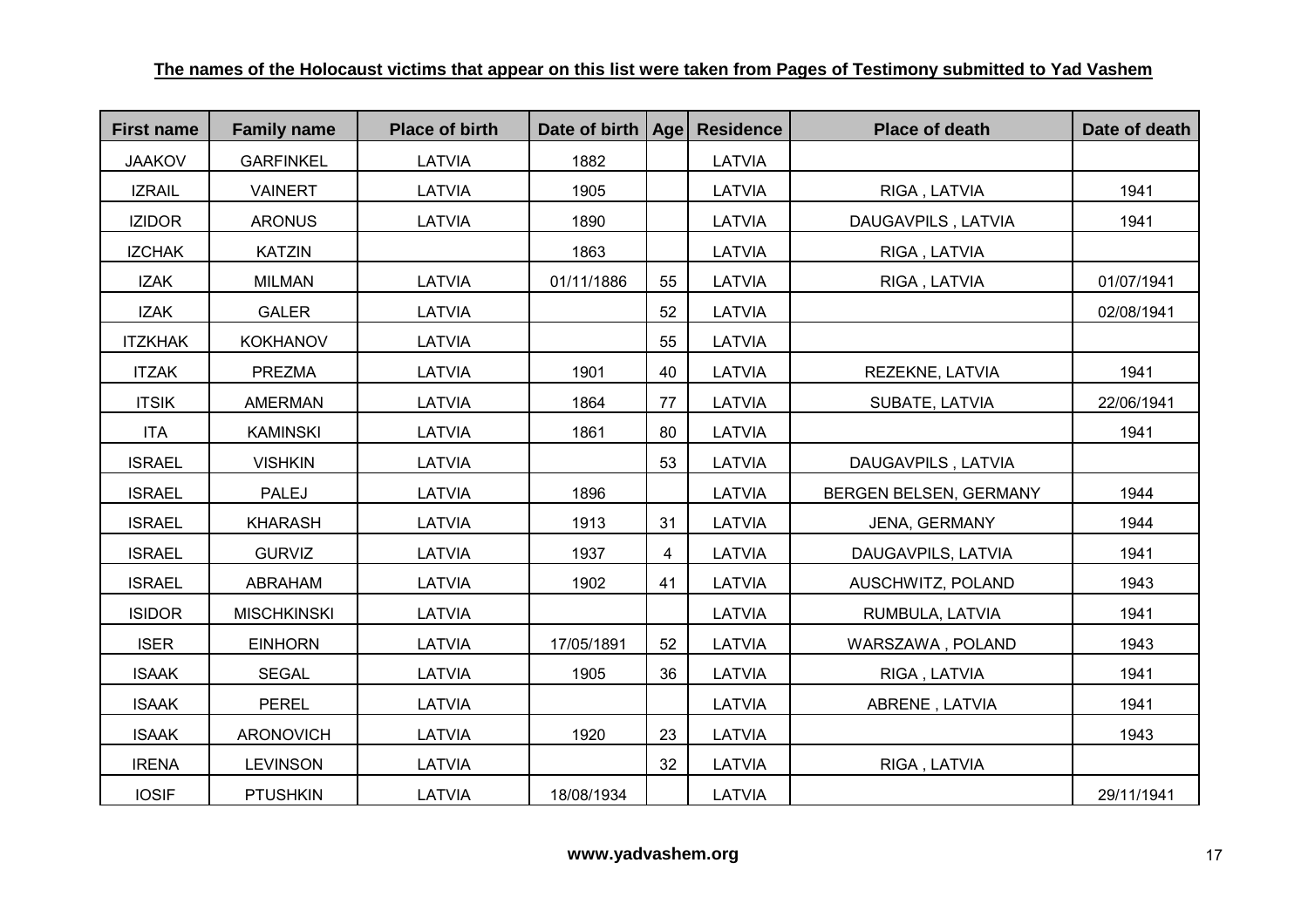**The names of the Holocaust victims that appear on this list were taken from Pages of Testimony submitted to Yad Vashem**

| First name | Family name | Place of birth | Date of birth | Age | Residence | Place of death | Date of death |
|---|---|---|---|---|---|---|---|
| JAAKOV | GARFINKEL | LATVIA | 1882 | | LATVIA | | |
| IZRAIL | VAINERT | LATVIA | 1905 | | LATVIA | RIGA , LATVIA | 1941 |
| IZIDOR | ARONUS | LATVIA | 1890 | | LATVIA | DAUGAVPILS , LATVIA | 1941 |
| IZCHAK | KATZIN | | 1863 | | LATVIA | RIGA , LATVIA | |
| IZAK | MILMAN | LATVIA | 01/11/1886 | 55 | LATVIA | RIGA , LATVIA | 01/07/1941 |
| IZAK | GALER | LATVIA | | 52 | LATVIA | | 02/08/1941 |
| ITZKHAK | KOKHANOV | LATVIA | | 55 | LATVIA | | |
| ITZAK | PREZMA | LATVIA | 1901 | 40 | LATVIA | REZEKNE, LATVIA | 1941 |
| ITSIK | AMERMAN | LATVIA | 1864 | 77 | LATVIA | SUBATE, LATVIA | 22/06/1941 |
| ITA | KAMINSKI | LATVIA | 1861 | 80 | LATVIA | | 1941 |
| ISRAEL | VISHKIN | LATVIA | | 53 | LATVIA | DAUGAVPILS , LATVIA | |
| ISRAEL | PALEJ | LATVIA | 1896 | | LATVIA | BERGEN BELSEN, GERMANY | 1944 |
| ISRAEL | KHARASH | LATVIA | 1913 | 31 | LATVIA | JENA, GERMANY | 1944 |
| ISRAEL | GURVIZ | LATVIA | 1937 | 4 | LATVIA | DAUGAVPILS, LATVIA | 1941 |
| ISRAEL | ABRAHAM | LATVIA | 1902 | 41 | LATVIA | AUSCHWITZ, POLAND | 1943 |
| ISIDOR | MISCHKINSKI | LATVIA | | | LATVIA | RUMBULA, LATVIA | 1941 |
| ISER | EINHORN | LATVIA | 17/05/1891 | 52 | LATVIA | WARSZAWA , POLAND | 1943 |
| ISAAK | SEGAL | LATVIA | 1905 | 36 | LATVIA | RIGA , LATVIA | 1941 |
| ISAAK | PEREL | LATVIA | | | LATVIA | ABRENE , LATVIA | 1941 |
| ISAAK | ARONOVICH | LATVIA | 1920 | 23 | LATVIA | | 1943 |
| IRENA | LEVINSON | LATVIA | | 32 | LATVIA | RIGA , LATVIA | |
| IOSIF | PTUSHKIN | LATVIA | 18/08/1934 | | LATVIA | | 29/11/1941 |

**www.yadvashem.org**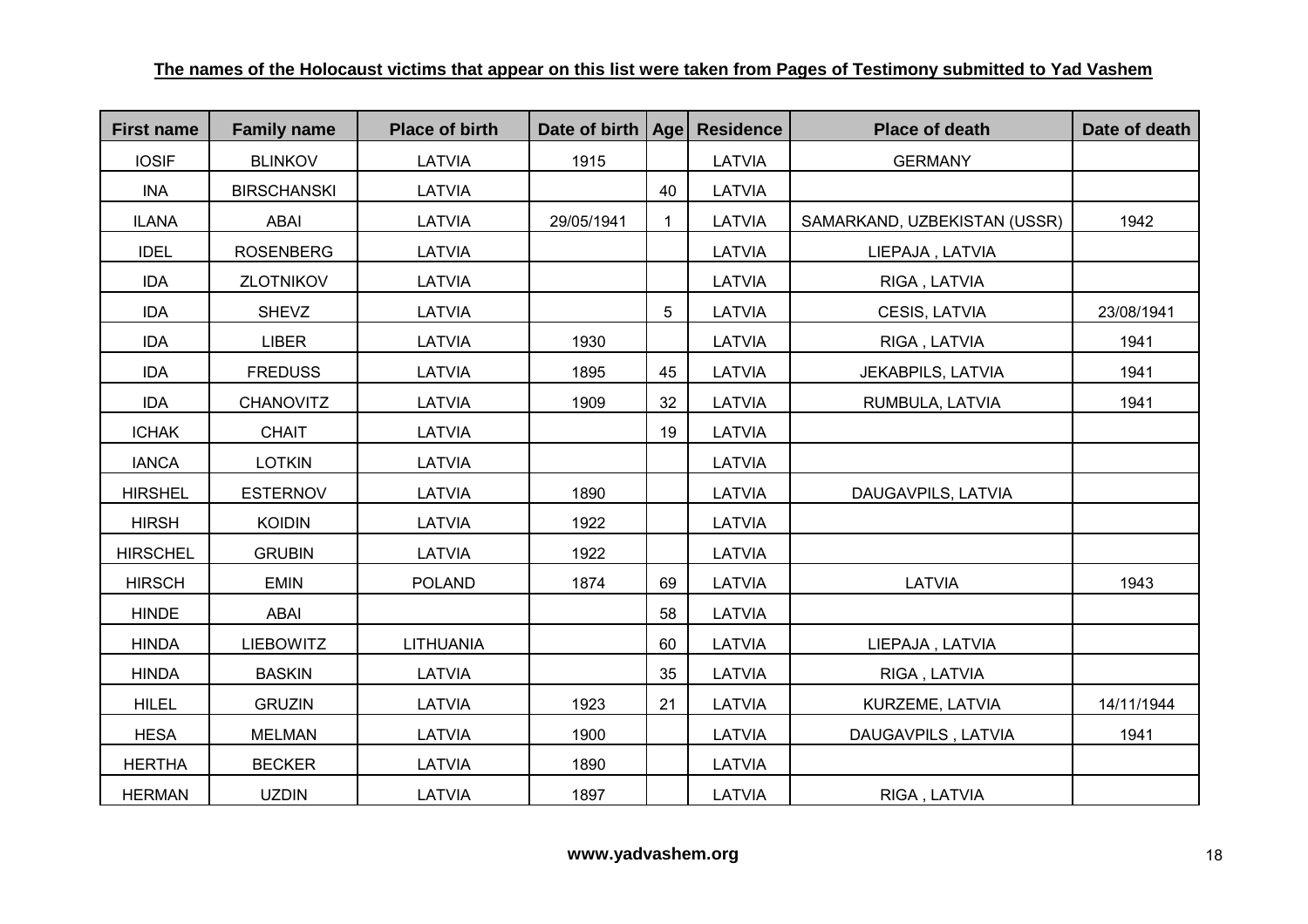**The names of the Holocaust victims that appear on this list were taken from Pages of Testimony submitted to Yad Vashem**

| First name | Family name | Place of birth | Date of birth | Age | Residence | Place of death | Date of death |
|---|---|---|---|---|---|---|---|
| IOSIF | BLINKOV | LATVIA | 1915 | | LATVIA | GERMANY | |
| INA | BIRSCHANSKI | LATVIA | | 40 | LATVIA | | |
| ILANA | ABAI | LATVIA | 29/05/1941 | 1 | LATVIA | SAMARKAND, UZBEKISTAN (USSR) | 1942 |
| IDEL | ROSENBERG | LATVIA | | | LATVIA | LIEPAJA , LATVIA | |
| IDA | ZLOTNIKOV | LATVIA | | | LATVIA | RIGA , LATVIA | |
| IDA | SHEVZ | LATVIA | | 5 | LATVIA | CESIS, LATVIA | 23/08/1941 |
| IDA | LIBER | LATVIA | 1930 | | LATVIA | RIGA , LATVIA | 1941 |
| IDA | FREDUSS | LATVIA | 1895 | 45 | LATVIA | JEKABPILS, LATVIA | 1941 |
| IDA | CHANOVITZ | LATVIA | 1909 | 32 | LATVIA | RUMBULA, LATVIA | 1941 |
| ICHAK | CHAIT | LATVIA | | 19 | LATVIA | | |
| IANCA | LOTKIN | LATVIA | | | LATVIA | | |
| HIRSHEL | ESTERNOV | LATVIA | 1890 | | LATVIA | DAUGAVPILS, LATVIA | |
| HIRSH | KOIDIN | LATVIA | 1922 | | LATVIA | | |
| HIRSCHEL | GRUBIN | LATVIA | 1922 | | LATVIA | | |
| HIRSCH | EMIN | POLAND | 1874 | 69 | LATVIA | LATVIA | 1943 |
| HINDE | ABAI | | | 58 | LATVIA | | |
| HINDA | LIEBOWITZ | LITHUANIA | | 60 | LATVIA | LIEPAJA , LATVIA | |
| HINDA | BASKIN | LATVIA | | 35 | LATVIA | RIGA , LATVIA | |
| HILEL | GRUZIN | LATVIA | 1923 | 21 | LATVIA | KURZEME, LATVIA | 14/11/1944 |
| HESA | MELMAN | LATVIA | 1900 | | LATVIA | DAUGAVPILS , LATVIA | 1941 |
| HERTHA | BECKER | LATVIA | 1890 | | LATVIA | | |
| HERMAN | UZDIN | LATVIA | 1897 | | LATVIA | RIGA , LATVIA | |

**www.yadvashem.org**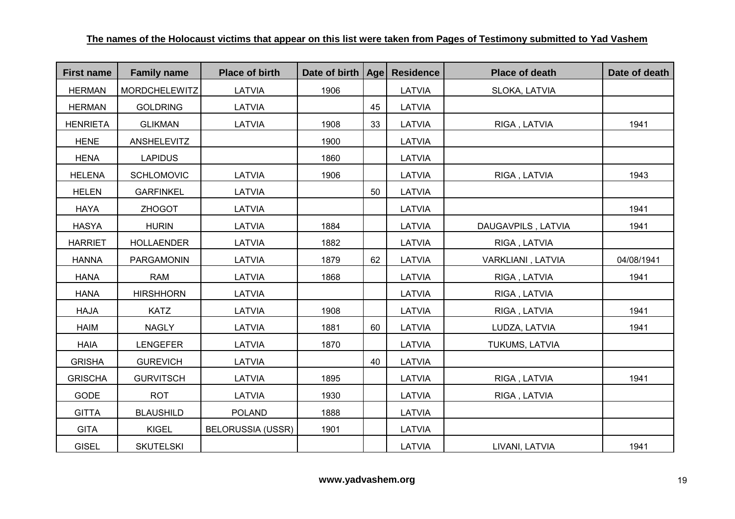**The names of the Holocaust victims that appear on this list were taken from Pages of Testimony submitted to Yad Vashem**

| First name | Family name | Place of birth | Date of birth | Age | Residence | Place of death | Date of death |
|---|---|---|---|---|---|---|---|
| HERMAN | MORDCHELEWITZ | LATVIA | 1906 | | LATVIA | SLOKA, LATVIA | |
| HERMAN | GOLDRING | LATVIA | | 45 | LATVIA | | |
| HENRIETA | GLIKMAN | LATVIA | 1908 | 33 | LATVIA | RIGA , LATVIA | 1941 |
| HENE | ANSHELEVITZ | | 1900 | | LATVIA | | |
| HENA | LAPIDUS | | 1860 | | LATVIA | | |
| HELENA | SCHLOMOVIC | LATVIA | 1906 | | LATVIA | RIGA , LATVIA | 1943 |
| HELEN | GARFINKEL | LATVIA | | 50 | LATVIA | | |
| HAYA | ZHOGOT | LATVIA | | | LATVIA | | 1941 |
| HASYA | HURIN | LATVIA | 1884 | | LATVIA | DAUGAVPILS , LATVIA | 1941 |
| HARRIET | HOLLAENDER | LATVIA | 1882 | | LATVIA | RIGA , LATVIA | |
| HANNA | PARGAMONIN | LATVIA | 1879 | 62 | LATVIA | VARKLIANI , LATVIA | 04/08/1941 |
| HANA | RAM | LATVIA | 1868 | | LATVIA | RIGA , LATVIA | 1941 |
| HANA | HIRSHHORN | LATVIA | | | LATVIA | RIGA , LATVIA | |
| HAJA | KATZ | LATVIA | 1908 | | LATVIA | RIGA , LATVIA | 1941 |
| HAIM | NAGLY | LATVIA | 1881 | 60 | LATVIA | LUDZA, LATVIA | 1941 |
| HAIA | LENGEFER | LATVIA | 1870 | | LATVIA | TUKUMS, LATVIA | |
| GRISHA | GUREVICH | LATVIA | | 40 | LATVIA | | |
| GRISCHA | GURVITSCH | LATVIA | 1895 | | LATVIA | RIGA , LATVIA | 1941 |
| GODE | ROT | LATVIA | 1930 | | LATVIA | RIGA , LATVIA | |
| GITTA | BLAUSHILD | POLAND | 1888 | | LATVIA | | |
| GITA | KIGEL | BELORUSSIA (USSR) | 1901 | | LATVIA | | |
| GISEL | SKUTELSKI | | | | LATVIA | LIVANI, LATVIA | 1941 |

**www.yadvashem.org**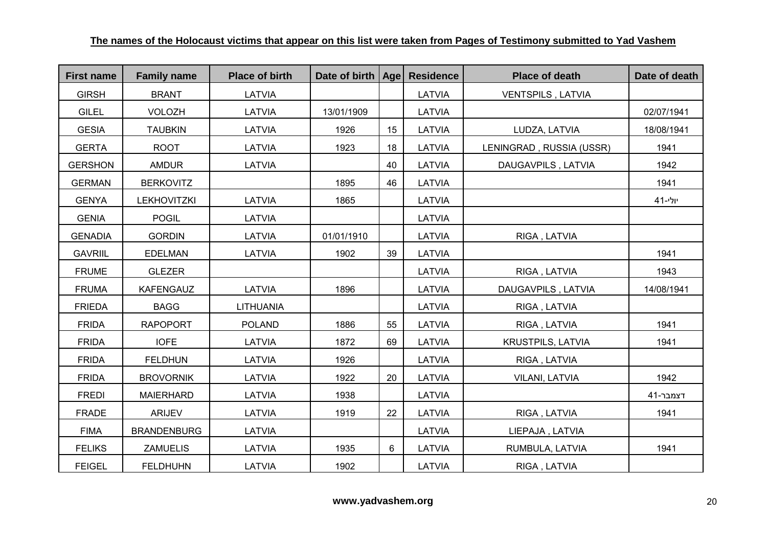**The names of the Holocaust victims that appear on this list were taken from Pages of Testimony submitted to Yad Vashem**

| First name | Family name | Place of birth | Date of birth | Age | Residence | Place of death | Date of death |
|---|---|---|---|---|---|---|---|
| GIRSH | BRANT | LATVIA | | | LATVIA | VENTSPILS , LATVIA | |
| GILEL | VOLOZH | LATVIA | 13/01/1909 | | LATVIA | | 02/07/1941 |
| GESIA | TAUBKIN | LATVIA | 1926 | 15 | LATVIA | LUDZA, LATVIA | 18/08/1941 |
| GERTA | ROOT | LATVIA | 1923 | 18 | LATVIA | LENINGRAD , RUSSIA (USSR) | 1941 |
| GERSHON | AMDUR | LATVIA | | 40 | LATVIA | DAUGAVPILS , LATVIA | 1942 |
| GERMAN | BERKOVITZ | | 1895 | 46 | LATVIA | | 1941 |
| GENYA | LEKHOVITZKI | LATVIA | 1865 | | LATVIA | | יולי-41 |
| GENIA | POGIL | LATVIA | | | LATVIA | | |
| GENADIA | GORDIN | LATVIA | 01/01/1910 | | LATVIA | RIGA , LATVIA | |
| GAVRIIL | EDELMAN | LATVIA | 1902 | 39 | LATVIA | | 1941 |
| FRUME | GLEZER | | | | LATVIA | RIGA , LATVIA | 1943 |
| FRUMA | KAFENGAUZ | LATVIA | 1896 | | LATVIA | DAUGAVPILS , LATVIA | 14/08/1941 |
| FRIEDA | BAGG | LITHUANIA | | | LATVIA | RIGA , LATVIA | |
| FRIDA | RAPOPORT | POLAND | 1886 | 55 | LATVIA | RIGA , LATVIA | 1941 |
| FRIDA | IOFE | LATVIA | 1872 | 69 | LATVIA | KRUSTPILS, LATVIA | 1941 |
| FRIDA | FELDHUN | LATVIA | 1926 | | LATVIA | RIGA , LATVIA | |
| FRIDA | BROVORNIK | LATVIA | 1922 | 20 | LATVIA | VILANI, LATVIA | 1942 |
| FREDI | MAIERHARD | LATVIA | 1938 | | LATVIA | | דצמבר-41 |
| FRADE | ARIJEV | LATVIA | 1919 | 22 | LATVIA | RIGA , LATVIA | 1941 |
| FIMA | BRANDENBURG | LATVIA | | | LATVIA | LIEPAJA , LATVIA | |
| FELIKS | ZAMUELIS | LATVIA | 1935 | 6 | LATVIA | RUMBULA, LATVIA | 1941 |
| FEIGEL | FELDHUHN | LATVIA | 1902 | | LATVIA | RIGA , LATVIA | |

**www.yadvashem.org**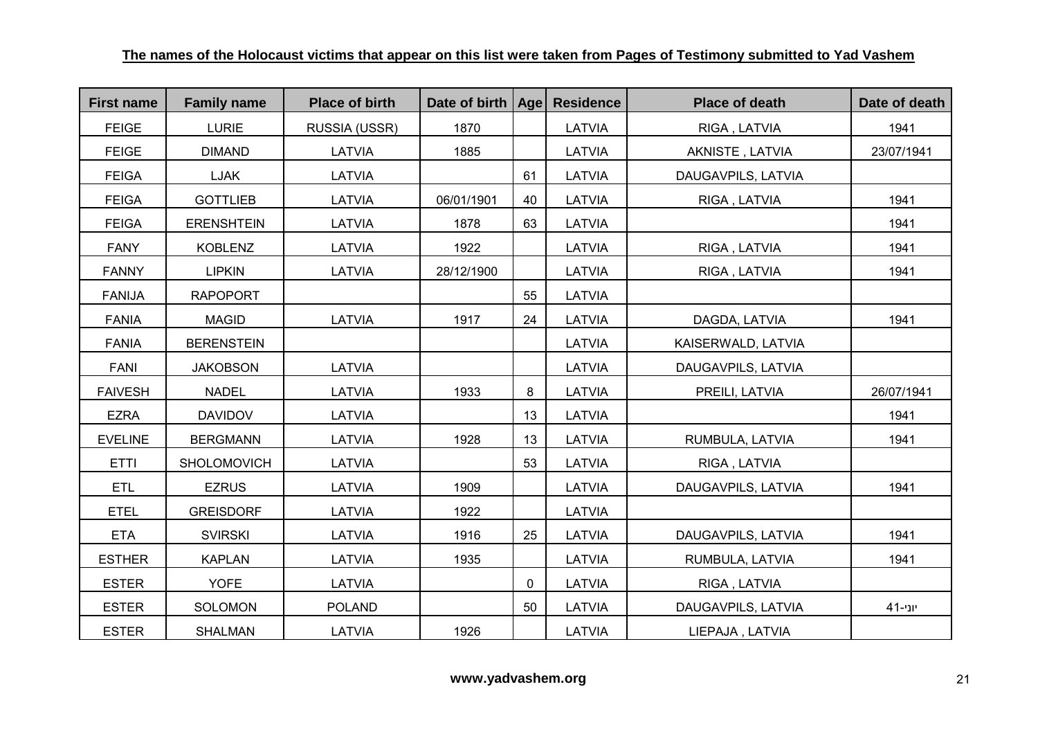**The names of the Holocaust victims that appear on this list were taken from Pages of Testimony submitted to Yad Vashem**

| First name | Family name | Place of birth | Date of birth | Age | Residence | Place of death | Date of death |
|---|---|---|---|---|---|---|---|
| FEIGE | LURIE | RUSSIA (USSR) | 1870 | | LATVIA | RIGA , LATVIA | 1941 |
| FEIGE | DIMAND | LATVIA | 1885 | | LATVIA | AKNISTE , LATVIA | 23/07/1941 |
| FEIGA | LJAK | LATVIA | | 61 | LATVIA | DAUGAVPILS, LATVIA | |
| FEIGA | GOTTLIEB | LATVIA | 06/01/1901 | 40 | LATVIA | RIGA , LATVIA | 1941 |
| FEIGA | ERENSHTEIN | LATVIA | 1878 | 63 | LATVIA | | 1941 |
| FANY | KOBLENZ | LATVIA | 1922 | | LATVIA | RIGA , LATVIA | 1941 |
| FANNY | LIPKIN | LATVIA | 28/12/1900 | | LATVIA | RIGA , LATVIA | 1941 |
| FANIJA | RAPOPORT | | | 55 | LATVIA | | |
| FANIA | MAGID | LATVIA | 1917 | 24 | LATVIA | DAGDA, LATVIA | 1941 |
| FANIA | BERENSTEIN | | | | LATVIA | KAISERWALD, LATVIA | |
| FANI | JAKOBSON | LATVIA | | | LATVIA | DAUGAVPILS, LATVIA | |
| FAIVESH | NADEL | LATVIA | 1933 | 8 | LATVIA | PREILI, LATVIA | 26/07/1941 |
| EZRA | DAVIDOV | LATVIA | | 13 | LATVIA | | 1941 |
| EVELINE | BERGMANN | LATVIA | 1928 | 13 | LATVIA | RUMBULA, LATVIA | 1941 |
| ETTI | SHOLOMOVICH | LATVIA | | 53 | LATVIA | RIGA , LATVIA | |
| ETL | EZRUS | LATVIA | 1909 | | LATVIA | DAUGAVPILS, LATVIA | 1941 |
| ETEL | GREISDORF | LATVIA | 1922 | | LATVIA | | |
| ETA | SVIRSKI | LATVIA | 1916 | 25 | LATVIA | DAUGAVPILS, LATVIA | 1941 |
| ESTHER | KAPLAN | LATVIA | 1935 | | LATVIA | RUMBULA, LATVIA | 1941 |
| ESTER | YOFE | LATVIA | | 0 | LATVIA | RIGA , LATVIA | |
| ESTER | SOLOMON | POLAND | | 50 | LATVIA | DAUGAVPILS, LATVIA | יוני-41 |
| ESTER | SHALMAN | LATVIA | 1926 | | LATVIA | LIEPAJA , LATVIA | |

**www.yadvashem.org**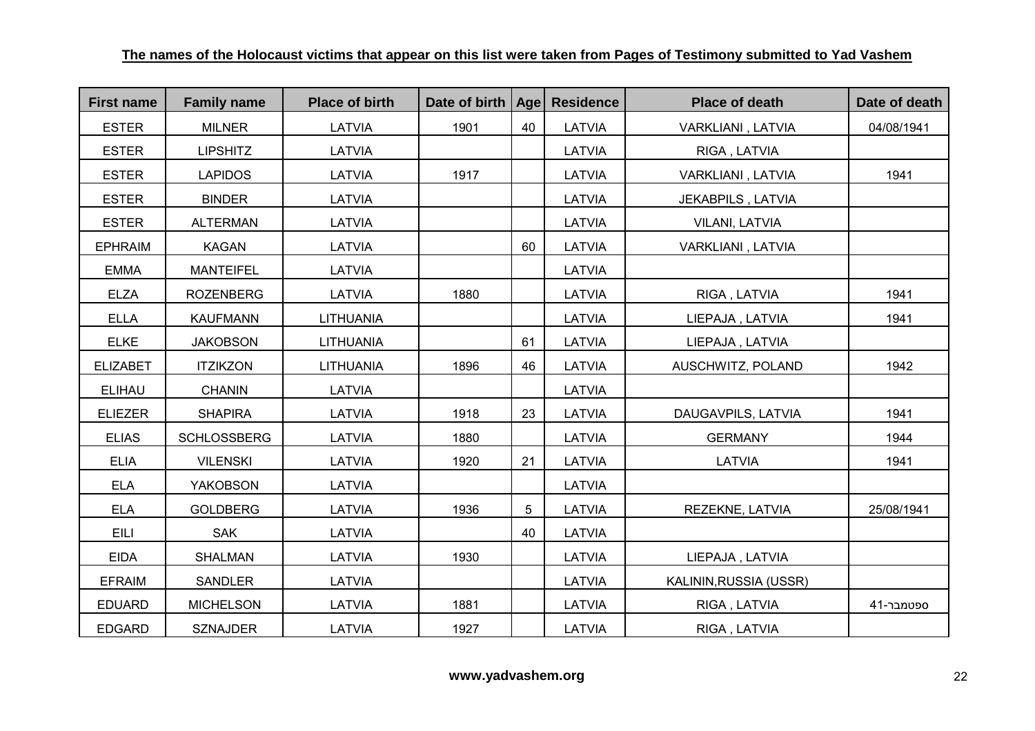**The names of the Holocaust victims that appear on this list were taken from Pages of Testimony submitted to Yad Vashem**

| First name | Family name | Place of birth | Date of birth | Age | Residence | Place of death | Date of death |
|---|---|---|---|---|---|---|---|
| ESTER | MILNER | LATVIA | 1901 | 40 | LATVIA | VARKLIANI , LATVIA | 04/08/1941 |
| ESTER | LIPSHITZ | LATVIA | | | LATVIA | RIGA , LATVIA | |
| ESTER | LAPIDOS | LATVIA | 1917 | | LATVIA | VARKLIANI , LATVIA | 1941 |
| ESTER | BINDER | LATVIA | | | LATVIA | JEKABPILS , LATVIA | |
| ESTER | ALTERMAN | LATVIA | | | LATVIA | VILANI, LATVIA | |
| EPHRAIM | KAGAN | LATVIA | | 60 | LATVIA | VARKLIANI , LATVIA | |
| EMMA | MANTEIFEL | LATVIA | | | LATVIA | | |
| ELZA | ROZENBERG | LATVIA | 1880 | | LATVIA | RIGA , LATVIA | 1941 |
| ELLA | KAUFMANN | LITHUANIA | | | LATVIA | LIEPAJA , LATVIA | 1941 |
| ELKE | JAKOBSON | LITHUANIA | | 61 | LATVIA | LIEPAJA , LATVIA | |
| ELIZABET | ITZIKZON | LITHUANIA | 1896 | 46 | LATVIA | AUSCHWITZ, POLAND | 1942 |
| ELIHAU | CHANIN | LATVIA | | | LATVIA | | |
| ELIEZER | SHAPIRA | LATVIA | 1918 | 23 | LATVIA | DAUGAVPILS, LATVIA | 1941 |
| ELIAS | SCHLOSSBERG | LATVIA | 1880 | | LATVIA | GERMANY | 1944 |
| ELIA | VILENSKI | LATVIA | 1920 | 21 | LATVIA | LATVIA | 1941 |
| ELA | YAKOBSON | LATVIA | | | LATVIA | | |
| ELA | GOLDBERG | LATVIA | 1936 | 5 | LATVIA | REZEKNE, LATVIA | 25/08/1941 |
| EILI | SAK | LATVIA | | 40 | LATVIA | | |
| EIDA | SHALMAN | LATVIA | 1930 | | LATVIA | LIEPAJA , LATVIA | |
| EFRAIM | SANDLER | LATVIA | | | LATVIA | KALININ,RUSSIA (USSR) | |
| EDUARD | MICHELSON | LATVIA | 1881 | | LATVIA | RIGA , LATVIA | ספטמבר-41 |
| EDGARD | SZNAJDER | LATVIA | 1927 | | LATVIA | RIGA , LATVIA | |

**www.yadvashem.org**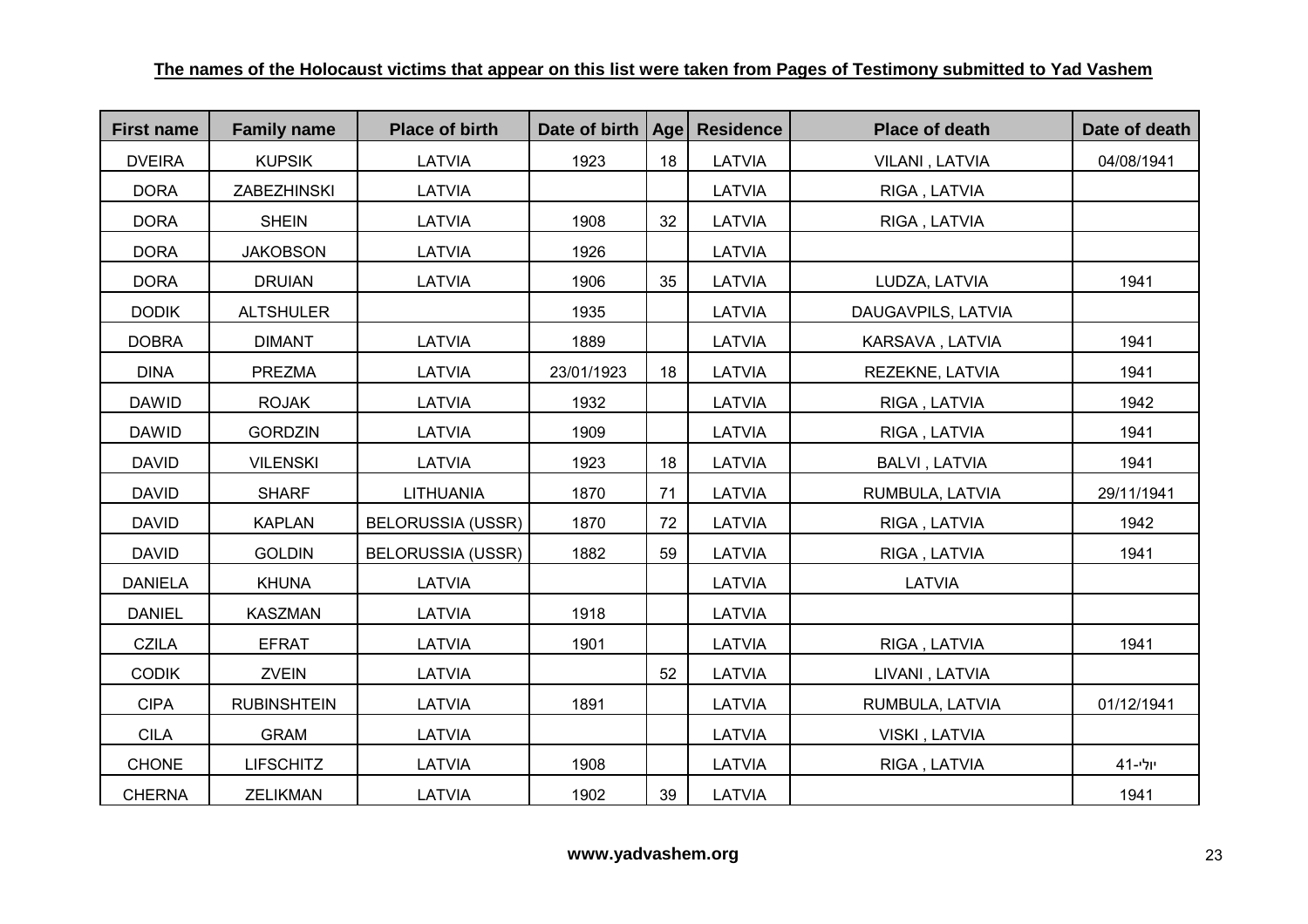**The names of the Holocaust victims that appear on this list were taken from Pages of Testimony submitted to Yad Vashem**

| First name | Family name | Place of birth | Date of birth | Age | Residence | Place of death | Date of death |
|---|---|---|---|---|---|---|---|
| DVEIRA | KUPSIK | LATVIA | 1923 | 18 | LATVIA | VILANI , LATVIA | 04/08/1941 |
| DORA | ZABEZHINSKI | LATVIA | | | LATVIA | RIGA , LATVIA | |
| DORA | SHEIN | LATVIA | 1908 | 32 | LATVIA | RIGA , LATVIA | |
| DORA | JAKOBSON | LATVIA | 1926 | | LATVIA | | |
| DORA | DRUIAN | LATVIA | 1906 | 35 | LATVIA | LUDZA, LATVIA | 1941 |
| DODIK | ALTSHULER | | 1935 | | LATVIA | DAUGAVPILS, LATVIA | |
| DOBRA | DIMANT | LATVIA | 1889 | | LATVIA | KARSAVA , LATVIA | 1941 |
| DINA | PREZMA | LATVIA | 23/01/1923 | 18 | LATVIA | REZEKNE, LATVIA | 1941 |
| DAWID | ROJAK | LATVIA | 1932 | | LATVIA | RIGA , LATVIA | 1942 |
| DAWID | GORDZIN | LATVIA | 1909 | | LATVIA | RIGA , LATVIA | 1941 |
| DAVID | VILENSKI | LATVIA | 1923 | 18 | LATVIA | BALVI , LATVIA | 1941 |
| DAVID | SHARF | LITHUANIA | 1870 | 71 | LATVIA | RUMBULA, LATVIA | 29/11/1941 |
| DAVID | KAPLAN | BELORUSSIA (USSR) | 1870 | 72 | LATVIA | RIGA , LATVIA | 1942 |
| DAVID | GOLDIN | BELORUSSIA (USSR) | 1882 | 59 | LATVIA | RIGA , LATVIA | 1941 |
| DANIELA | KHUNA | LATVIA | | | LATVIA | LATVIA | |
| DANIEL | KASZMAN | LATVIA | 1918 | | LATVIA | | |
| CZILA | EFRAT | LATVIA | 1901 | | LATVIA | RIGA , LATVIA | 1941 |
| CODIK | ZVEIN | LATVIA | | 52 | LATVIA | LIVANI , LATVIA | |
| CIPA | RUBINSHTEIN | LATVIA | 1891 | | LATVIA | RUMBULA, LATVIA | 01/12/1941 |
| CILA | GRAM | LATVIA | | | LATVIA | VISKI , LATVIA | |
| CHONE | LIFSCHITZ | LATVIA | 1908 | | LATVIA | RIGA , LATVIA | יולי-41 |
| CHERNA | ZELIKMAN | LATVIA | 1902 | 39 | LATVIA | | 1941 |

**www.yadvashem.org**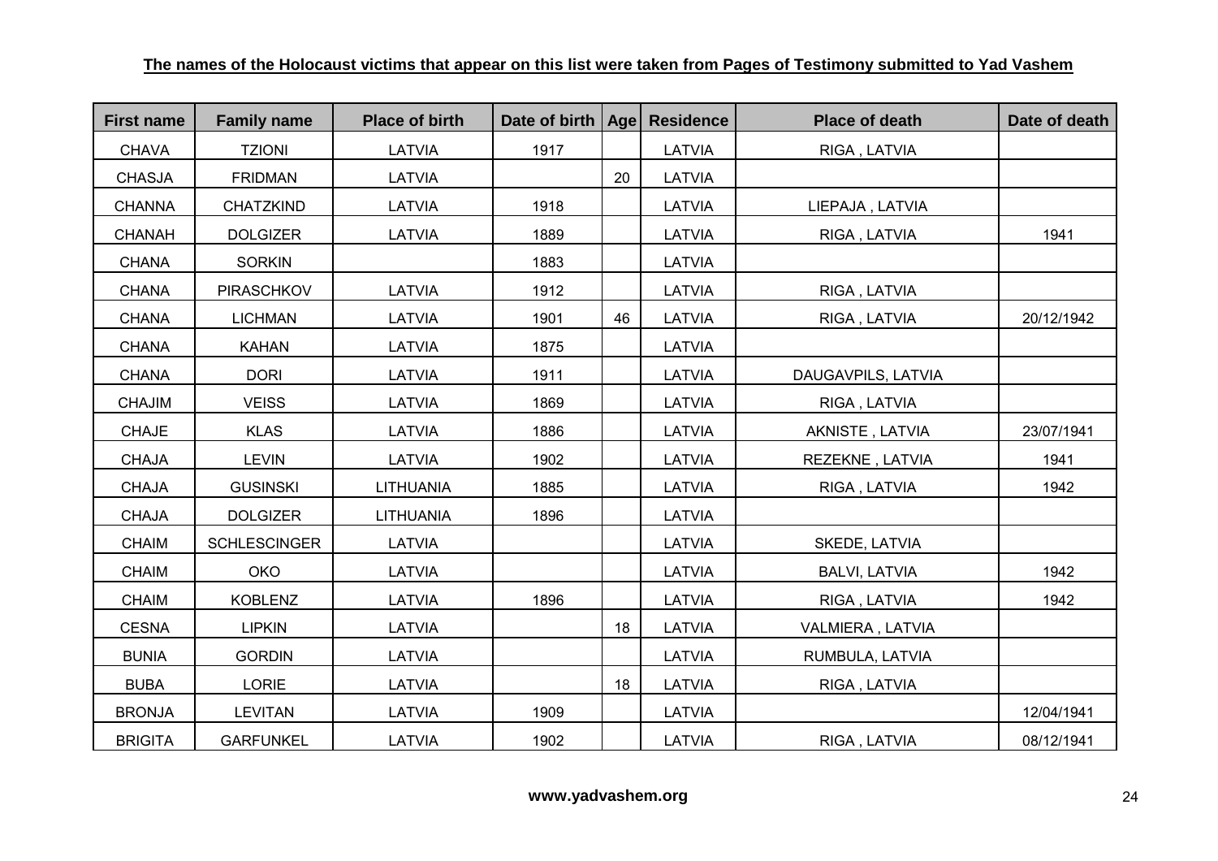**The names of the Holocaust victims that appear on this list were taken from Pages of Testimony submitted to Yad Vashem**

| First name | Family name | Place of birth | Date of birth | Age | Residence | Place of death | Date of death |
|---|---|---|---|---|---|---|---|
| CHAVA | TZIONI | LATVIA | 1917 | | LATVIA | RIGA , LATVIA | |
| CHASJA | FRIDMAN | LATVIA | | 20 | LATVIA | | |
| CHANNA | CHATZKIND | LATVIA | 1918 | | LATVIA | LIEPAJA , LATVIA | |
| CHANAH | DOLGIZER | LATVIA | 1889 | | LATVIA | RIGA , LATVIA | 1941 |
| CHANA | SORKIN | | 1883 | | LATVIA | | |
| CHANA | PIRASCHKOV | LATVIA | 1912 | | LATVIA | RIGA , LATVIA | |
| CHANA | LICHMAN | LATVIA | 1901 | 46 | LATVIA | RIGA , LATVIA | 20/12/1942 |
| CHANA | KAHAN | LATVIA | 1875 | | LATVIA | | |
| CHANA | DORI | LATVIA | 1911 | | LATVIA | DAUGAVPILS, LATVIA | |
| CHAJIM | VEISS | LATVIA | 1869 | | LATVIA | RIGA , LATVIA | |
| CHAJE | KLAS | LATVIA | 1886 | | LATVIA | AKNISTE , LATVIA | 23/07/1941 |
| CHAJA | LEVIN | LATVIA | 1902 | | LATVIA | REZEKNE , LATVIA | 1941 |
| CHAJA | GUSINSKI | LITHUANIA | 1885 | | LATVIA | RIGA , LATVIA | 1942 |
| CHAJA | DOLGIZER | LITHUANIA | 1896 | | LATVIA | | |
| CHAIM | SCHLESCINGER | LATVIA | | | LATVIA | SKEDE, LATVIA | |
| CHAIM | OKO | LATVIA | | | LATVIA | BALVI, LATVIA | 1942 |
| CHAIM | KOBLENZ | LATVIA | 1896 | | LATVIA | RIGA , LATVIA | 1942 |
| CESNA | LIPKIN | LATVIA | | 18 | LATVIA | VALMIERA , LATVIA | |
| BUNIA | GORDIN | LATVIA | | | LATVIA | RUMBULA, LATVIA | |
| BUBA | LORIE | LATVIA | | 18 | LATVIA | RIGA , LATVIA | |
| BRONJA | LEVITAN | LATVIA | 1909 | | LATVIA | | 12/04/1941 |
| BRIGITA | GARFUNKEL | LATVIA | 1902 | | LATVIA | RIGA , LATVIA | 08/12/1941 |

**www.yadvashem.org**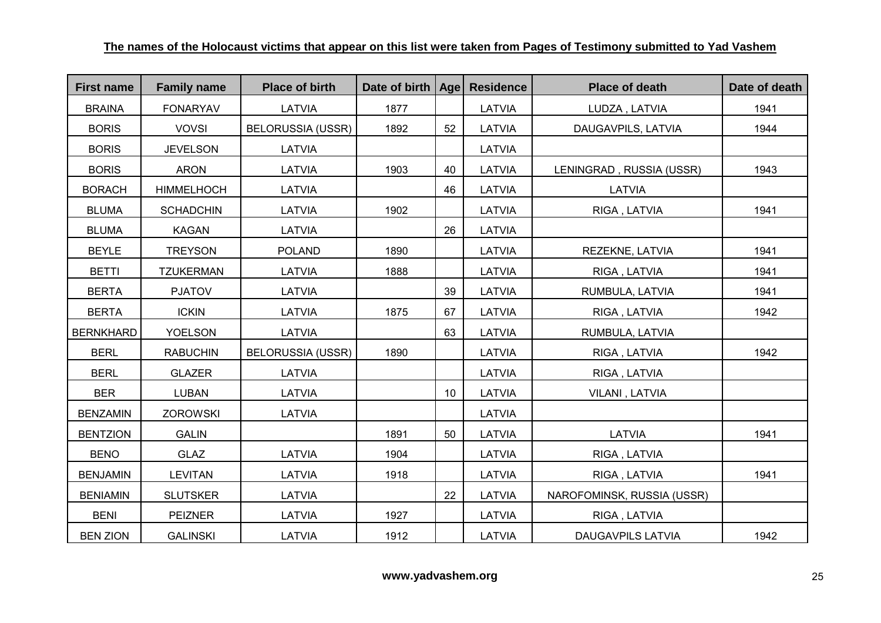**The names of the Holocaust victims that appear on this list were taken from Pages of Testimony submitted to Yad Vashem**

| First name | Family name | Place of birth | Date of birth | Age | Residence | Place of death | Date of death |
|---|---|---|---|---|---|---|---|
| BRAINA | FONARYAV | LATVIA | 1877 | | LATVIA | LUDZA , LATVIA | 1941 |
| BORIS | VOVSI | BELORUSSIA (USSR) | 1892 | 52 | LATVIA | DAUGAVPILS, LATVIA | 1944 |
| BORIS | JEVELSON | LATVIA | | | LATVIA | | |
| BORIS | ARON | LATVIA | 1903 | 40 | LATVIA | LENINGRAD , RUSSIA (USSR) | 1943 |
| BORACH | HIMMELHOCH | LATVIA | | 46 | LATVIA | LATVIA | |
| BLUMA | SCHADCHIN | LATVIA | 1902 | | LATVIA | RIGA , LATVIA | 1941 |
| BLUMA | KAGAN | LATVIA | | 26 | LATVIA | | |
| BEYLE | TREYSON | POLAND | 1890 | | LATVIA | REZEKNE, LATVIA | 1941 |
| BETTI | TZUKERMAN | LATVIA | 1888 | | LATVIA | RIGA , LATVIA | 1941 |
| BERTA | PJATOV | LATVIA | | 39 | LATVIA | RUMBULA, LATVIA | 1941 |
| BERTA | ICKIN | LATVIA | 1875 | 67 | LATVIA | RIGA , LATVIA | 1942 |
| BERNKHARD | YOELSON | LATVIA | | 63 | LATVIA | RUMBULA, LATVIA | |
| BERL | RABUCHIN | BELORUSSIA (USSR) | 1890 | | LATVIA | RIGA , LATVIA | 1942 |
| BERL | GLAZER | LATVIA | | | LATVIA | RIGA , LATVIA | |
| BER | LUBAN | LATVIA | | 10 | LATVIA | VILANI , LATVIA | |
| BENZAMIN | ZOROWSKI | LATVIA | | | LATVIA | | |
| BENTZION | GALIN | | 1891 | 50 | LATVIA | LATVIA | 1941 |
| BENO | GLAZ | LATVIA | 1904 | | LATVIA | RIGA , LATVIA | |
| BENJAMIN | LEVITAN | LATVIA | 1918 | | LATVIA | RIGA , LATVIA | 1941 |
| BENIAMIN | SLUTSKER | LATVIA | | 22 | LATVIA | NAROFOMINSK, RUSSIA (USSR) | |
| BENI | PEIZNER | LATVIA | 1927 | | LATVIA | RIGA , LATVIA | |
| BEN ZION | GALINSKI | LATVIA | 1912 | | LATVIA | DAUGAVPILS LATVIA | 1942 |

**www.yadvashem.org**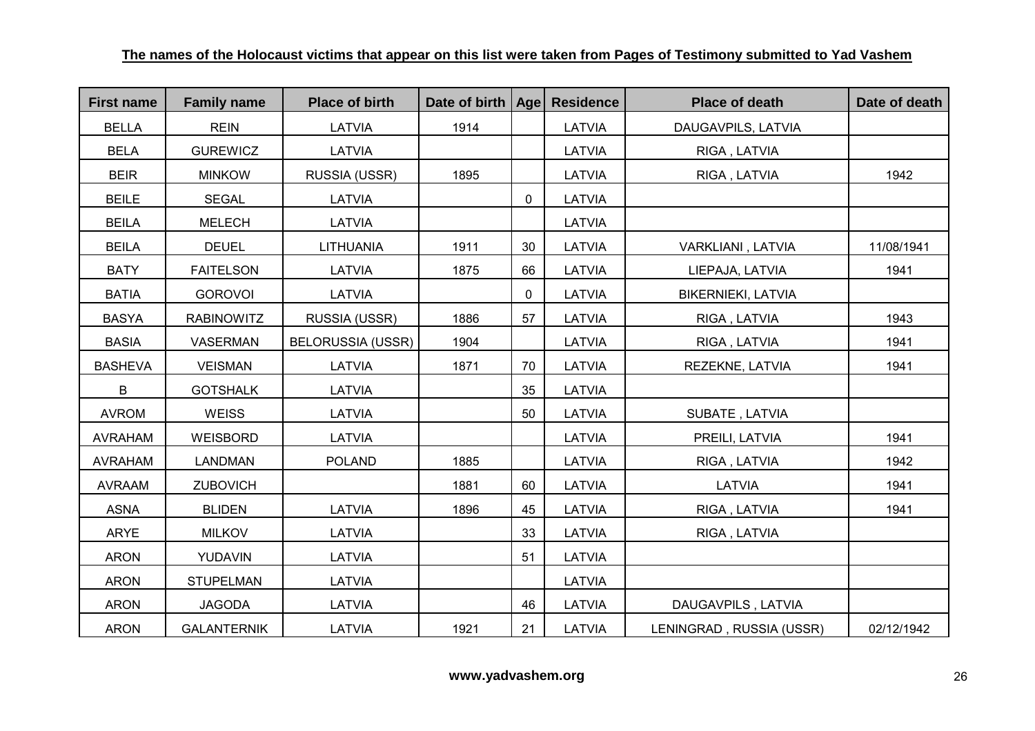**The names of the Holocaust victims that appear on this list were taken from Pages of Testimony submitted to Yad Vashem**

| First name | Family name | Place of birth | Date of birth | Age | Residence | Place of death | Date of death |
|---|---|---|---|---|---|---|---|
| BELLA | REIN | LATVIA | 1914 | | LATVIA | DAUGAVPILS, LATVIA | |
| BELA | GUREWICZ | LATVIA | | | LATVIA | RIGA , LATVIA | |
| BEIR | MINKOW | RUSSIA (USSR) | 1895 | | LATVIA | RIGA , LATVIA | 1942 |
| BEILE | SEGAL | LATVIA | | 0 | LATVIA | | |
| BEILA | MELECH | LATVIA | | | LATVIA | | |
| BEILA | DEUEL | LITHUANIA | 1911 | 30 | LATVIA | VARKLIANI , LATVIA | 11/08/1941 |
| BATY | FAITELSON | LATVIA | 1875 | 66 | LATVIA | LIEPAJA, LATVIA | 1941 |
| BATIA | GOROVOI | LATVIA | | 0 | LATVIA | BIKERNIEKI, LATVIA | |
| BASYA | RABINOWITZ | RUSSIA (USSR) | 1886 | 57 | LATVIA | RIGA , LATVIA | 1943 |
| BASIA | VASERMAN | BELORUSSIA (USSR) | 1904 | | LATVIA | RIGA , LATVIA | 1941 |
| BASHEVA | VEISMAN | LATVIA | 1871 | 70 | LATVIA | REZEKNE, LATVIA | 1941 |
| B | GOTSHALK | LATVIA | | 35 | LATVIA | | |
| AVROM | WEISS | LATVIA | | 50 | LATVIA | SUBATE , LATVIA | |
| AVRAHAM | WEISBORD | LATVIA | | | LATVIA | PREILI, LATVIA | 1941 |
| AVRAHAM | LANDMAN | POLAND | 1885 | | LATVIA | RIGA , LATVIA | 1942 |
| AVRAAM | ZUBOVICH | | 1881 | 60 | LATVIA | LATVIA | 1941 |
| ASNA | BLIDEN | LATVIA | 1896 | 45 | LATVIA | RIGA , LATVIA | 1941 |
| ARYE | MILKOV | LATVIA | | 33 | LATVIA | RIGA , LATVIA | |
| ARON | YUDAVIN | LATVIA | | 51 | LATVIA | | |
| ARON | STUPELMAN | LATVIA | | | LATVIA | | |
| ARON | JAGODA | LATVIA | | 46 | LATVIA | DAUGAVPILS , LATVIA | |
| ARON | GALANTERNIK | LATVIA | 1921 | 21 | LATVIA | LENINGRAD , RUSSIA (USSR) | 02/12/1942 |

**www.yadvashem.org**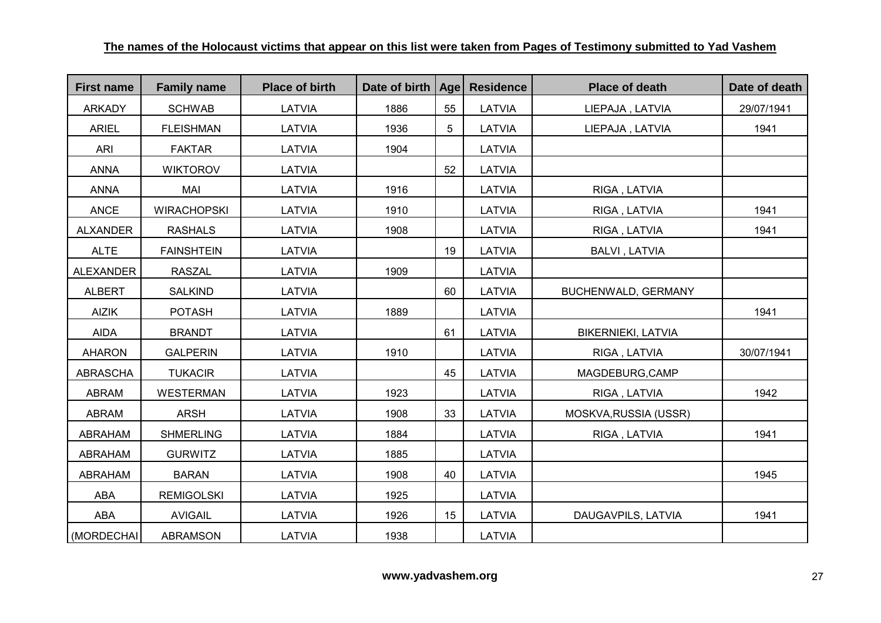**The names of the Holocaust victims that appear on this list were taken from Pages of Testimony submitted to Yad Vashem**

| First name | Family name | Place of birth | Date of birth | Age | Residence | Place of death | Date of death |
|---|---|---|---|---|---|---|---|
| ARKADY | SCHWAB | LATVIA | 1886 | 55 | LATVIA | LIEPAJA , LATVIA | 29/07/1941 |
| ARIEL | FLEISHMAN | LATVIA | 1936 | 5 | LATVIA | LIEPAJA , LATVIA | 1941 |
| ARI | FAKTAR | LATVIA | 1904 | | LATVIA | | |
| ANNA | WIKTOROV | LATVIA | | 52 | LATVIA | | |
| ANNA | MAI | LATVIA | 1916 | | LATVIA | RIGA , LATVIA | |
| ANCE | WIRACHOPSKI | LATVIA | 1910 | | LATVIA | RIGA , LATVIA | 1941 |
| ALXANDER | RASHALS | LATVIA | 1908 | | LATVIA | RIGA , LATVIA | 1941 |
| ALTE | FAINSHTEIN | LATVIA | | 19 | LATVIA | BALVI , LATVIA | |
| ALEXANDER | RASZAL | LATVIA | 1909 | | LATVIA | | |
| ALBERT | SALKIND | LATVIA | | 60 | LATVIA | BUCHENWALD, GERMANY | |
| AIZIK | POTASH | LATVIA | 1889 | | LATVIA | | 1941 |
| AIDA | BRANDT | LATVIA | | 61 | LATVIA | BIKERNIEKI, LATVIA | |
| AHARON | GALPERIN | LATVIA | 1910 | | LATVIA | RIGA , LATVIA | 30/07/1941 |
| ABRASCHA | TUKACIR | LATVIA | | 45 | LATVIA | MAGDEBURG,CAMP | |
| ABRAM | WESTERMAN | LATVIA | 1923 | | LATVIA | RIGA , LATVIA | 1942 |
| ABRAM | ARSH | LATVIA | 1908 | 33 | LATVIA | MOSKVA,RUSSIA (USSR) | |
| ABRAHAM | SHMERLING | LATVIA | 1884 | | LATVIA | RIGA , LATVIA | 1941 |
| ABRAHAM | GURWITZ | LATVIA | 1885 | | LATVIA | | |
| ABRAHAM | BARAN | LATVIA | 1908 | 40 | LATVIA | | 1945 |
| ABA | REMIGOLSKI | LATVIA | 1925 | | LATVIA | | |
| ABA | AVIGAIL | LATVIA | 1926 | 15 | LATVIA | DAUGAVPILS, LATVIA | 1941 |
| (MORDECHAI | ABRAMSON | LATVIA | 1938 | | LATVIA | | |

**www.yadvashem.org**